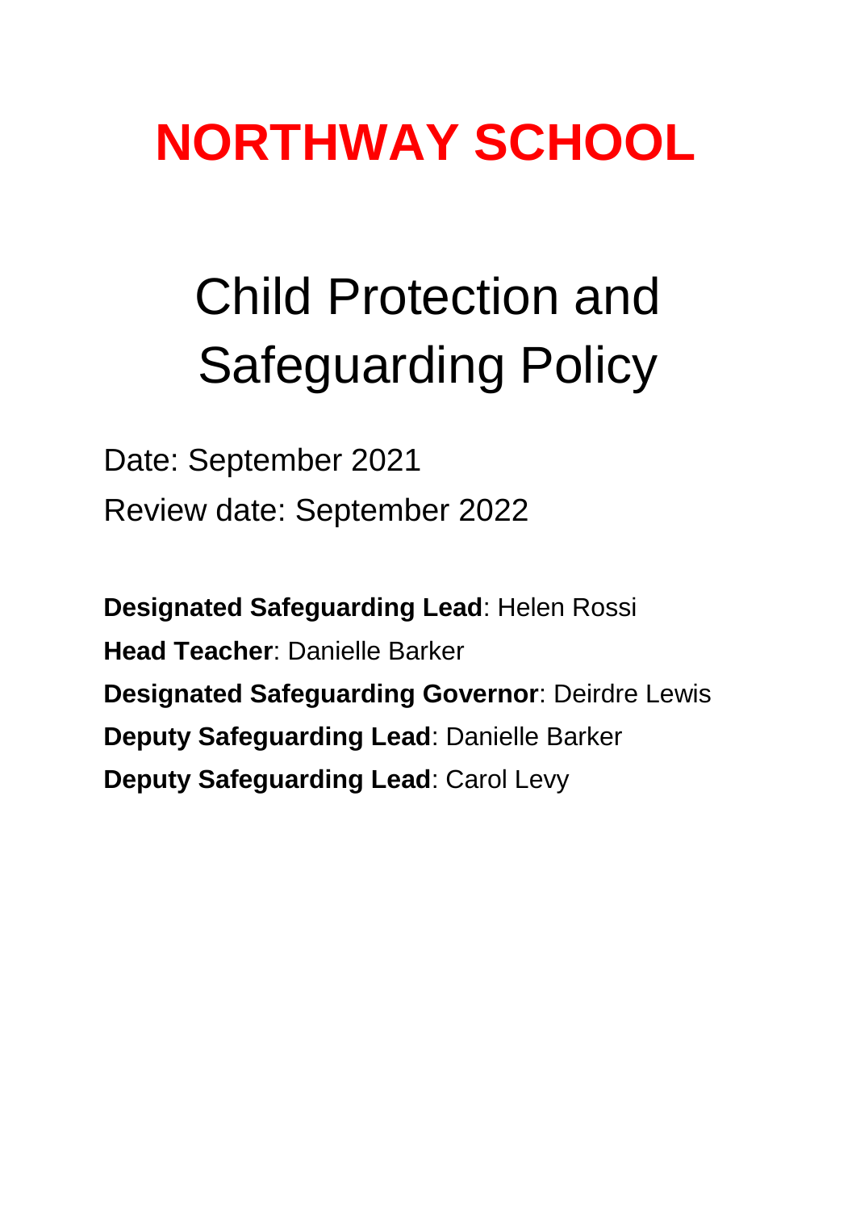# NORTHWAY SCHOOL

## Child Protection and Safeguarding Policy

Date: September 2021

Review date: September 2022

**Designated Safeguarding Lead**: Helen Rossi

**Head Teacher**: Danielle Barker

**Designated Safeguarding Governor**: Deirdre Lewis

**Deputy Safeguarding Lead**: Danielle Barker

**Deputy Safeguarding Lead**: Carol Levy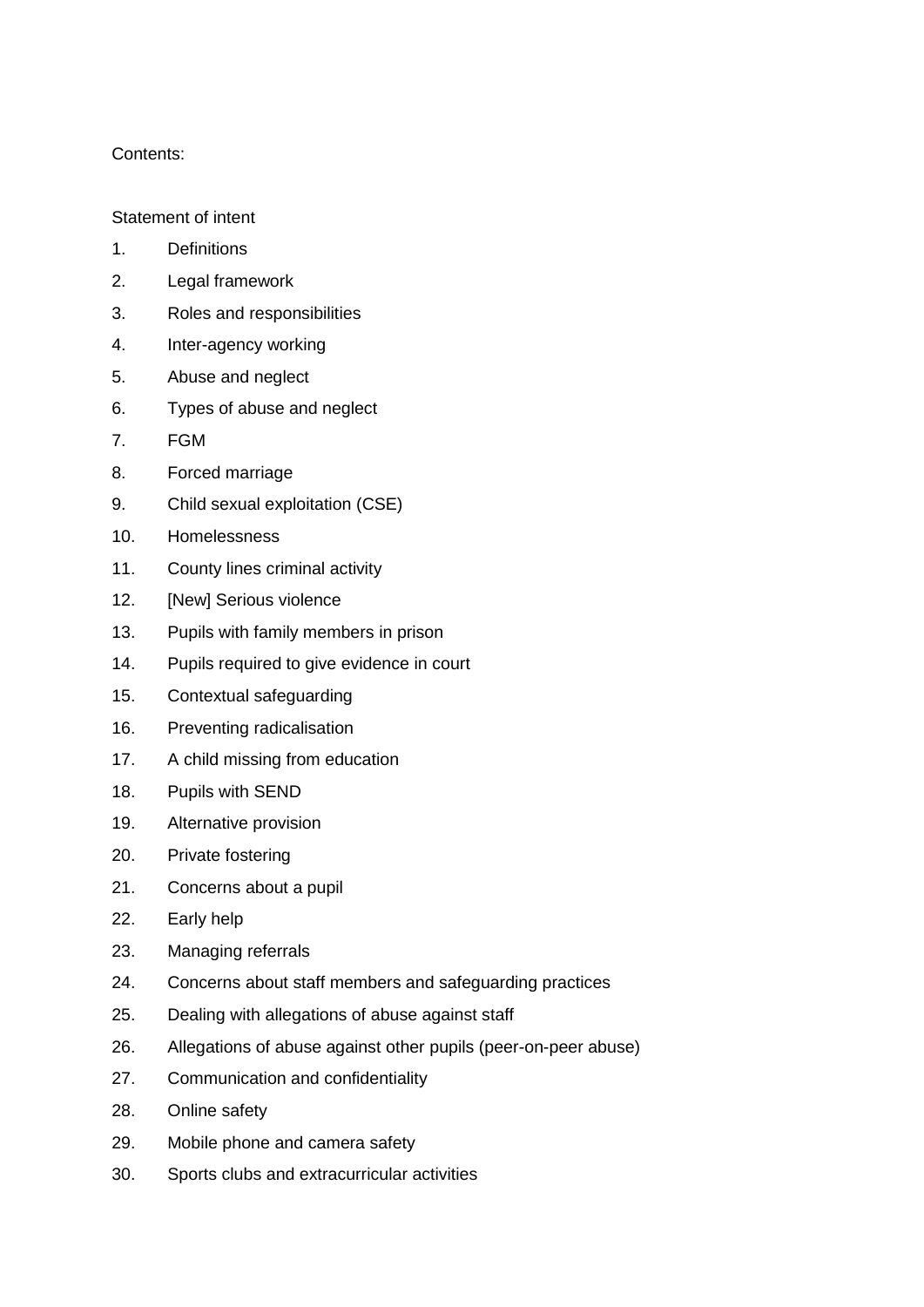Contents:

Statement of intent

1. Definitions
2. Legal framework
3. Roles and responsibilities
4. Inter-agency working
5. Abuse and neglect
6. Types of abuse and neglect
7. FGM
8. Forced marriage
9. Child sexual exploitation (CSE)
10. Homelessness
11. County lines criminal activity
12. [New] Serious violence
13. Pupils with family members in prison
14. Pupils required to give evidence in court
15. Contextual safeguarding
16. Preventing radicalisation
17. A child missing from education
18. Pupils with SEND
19. Alternative provision
20. Private fostering
21. Concerns about a pupil
22. Early help
23. Managing referrals
24. Concerns about staff members and safeguarding practices
25. Dealing with allegations of abuse against staff
26. Allegations of abuse against other pupils (peer-on-peer abuse)
27. Communication and confidentiality
28. Online safety
29. Mobile phone and camera safety
30. Sports clubs and extracurricular activities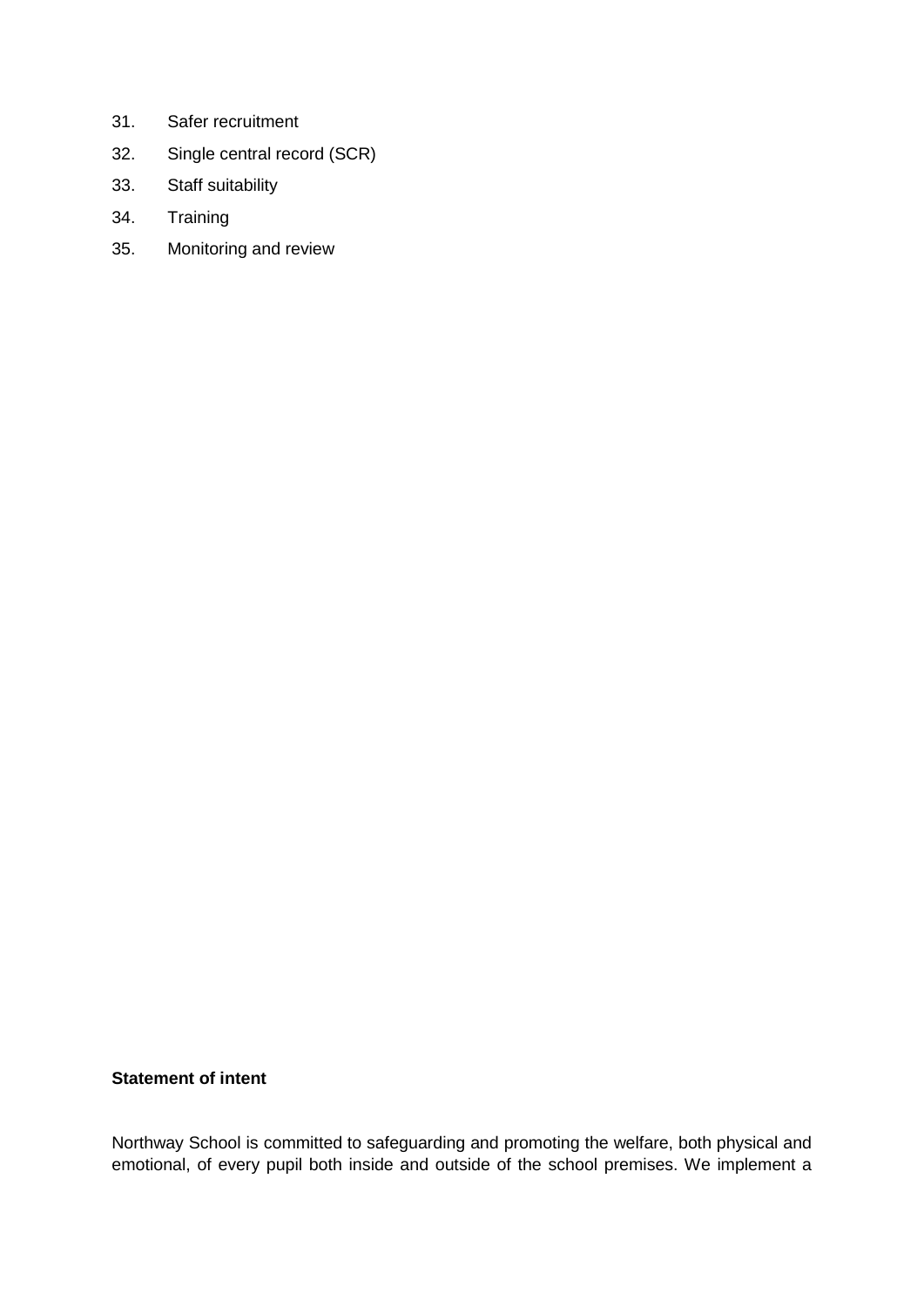31. Safer recruitment
32. Single central record (SCR)
33. Staff suitability
34. Training
35. Monitoring and review

**Statement of intent**

Northway School is committed to safeguarding and promoting the welfare, both physical and emotional, of every pupil both inside and outside of the school premises. We implement a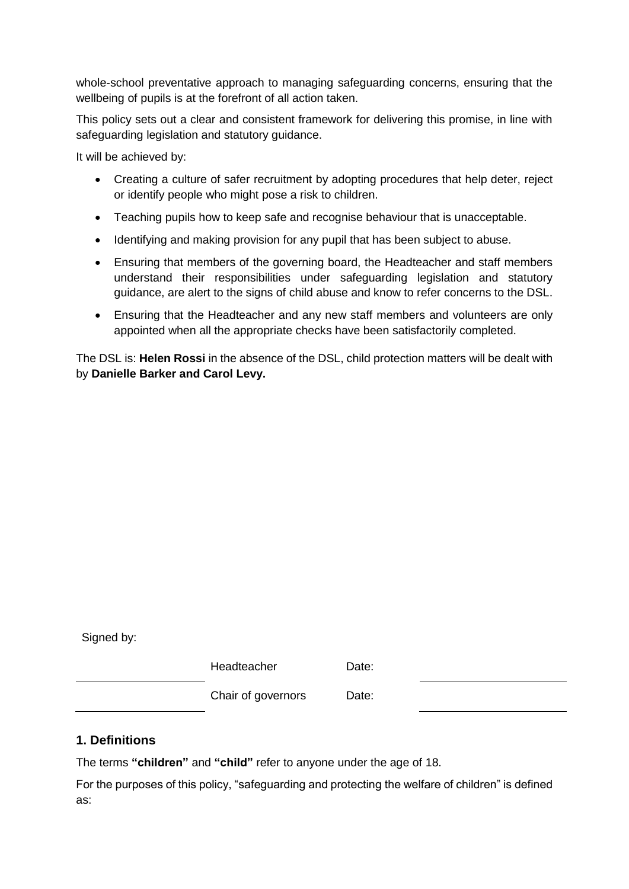whole-school preventative approach to managing safeguarding concerns, ensuring that the wellbeing of pupils is at the forefront of all action taken.

This policy sets out a clear and consistent framework for delivering this promise, in line with safeguarding legislation and statutory guidance.

It will be achieved by:

- Creating a culture of safer recruitment by adopting procedures that help deter, reject or identify people who might pose a risk to children.
- Teaching pupils how to keep safe and recognise behaviour that is unacceptable.
- Identifying and making provision for any pupil that has been subject to abuse.
- Ensuring that members of the governing board, the Headteacher and staff members understand their responsibilities under safeguarding legislation and statutory guidance, are alert to the signs of child abuse and know to refer concerns to the DSL.
- Ensuring that the Headteacher and any new staff members and volunteers are only appointed when all the appropriate checks have been satisfactorily completed.

The DSL is: **Helen Rossi** in the absence of the DSL, child protection matters will be dealt with by **Danielle Barker and Carol Levy.**

Signed by:

| | | | |
|---|---|---|---|
| ____________________ | Headteacher | Date: | ____________________ |
| ____________________ | Chair of governors | Date: | ____________________ |

## 1. Definitions

The terms **"children"** and **"child"** refer to anyone under the age of 18.

For the purposes of this policy, "safeguarding and protecting the welfare of children" is defined as: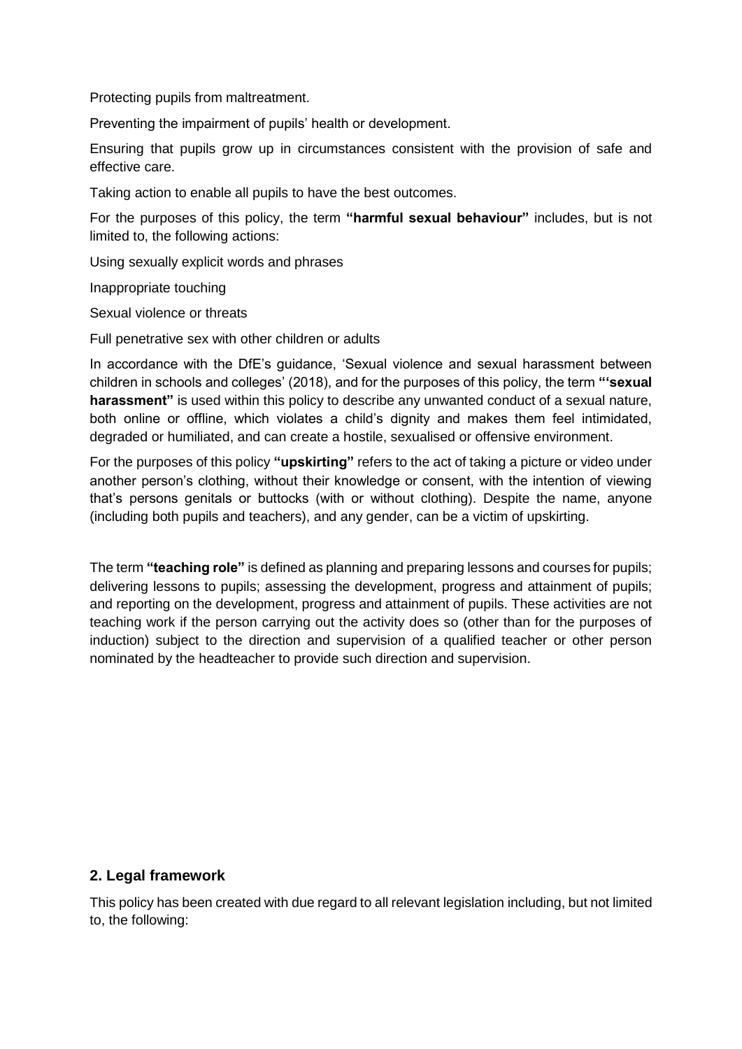Protecting pupils from maltreatment.

Preventing the impairment of pupils' health or development.

Ensuring that pupils grow up in circumstances consistent with the provision of safe and effective care.

Taking action to enable all pupils to have the best outcomes.

For the purposes of this policy, the term **"harmful sexual behaviour"** includes, but is not limited to, the following actions:

Using sexually explicit words and phrases

Inappropriate touching

Sexual violence or threats

Full penetrative sex with other children or adults

In accordance with the DfE's guidance, 'Sexual violence and sexual harassment between children in schools and colleges' (2018), and for the purposes of this policy, the term **"'sexual harassment"** is used within this policy to describe any unwanted conduct of a sexual nature, both online or offline, which violates a child's dignity and makes them feel intimidated, degraded or humiliated, and can create a hostile, sexualised or offensive environment.

For the purposes of this policy **"upskirting"** refers to the act of taking a picture or video under another person's clothing, without their knowledge or consent, with the intention of viewing that's persons genitals or buttocks (with or without clothing). Despite the name, anyone (including both pupils and teachers), and any gender, can be a victim of upskirting.

The term **"teaching role"** is defined as planning and preparing lessons and courses for pupils; delivering lessons to pupils; assessing the development, progress and attainment of pupils; and reporting on the development, progress and attainment of pupils. These activities are not teaching work if the person carrying out the activity does so (other than for the purposes of induction) subject to the direction and supervision of a qualified teacher or other person nominated by the headteacher to provide such direction and supervision.

## 2. Legal framework

This policy has been created with due regard to all relevant legislation including, but not limited to, the following: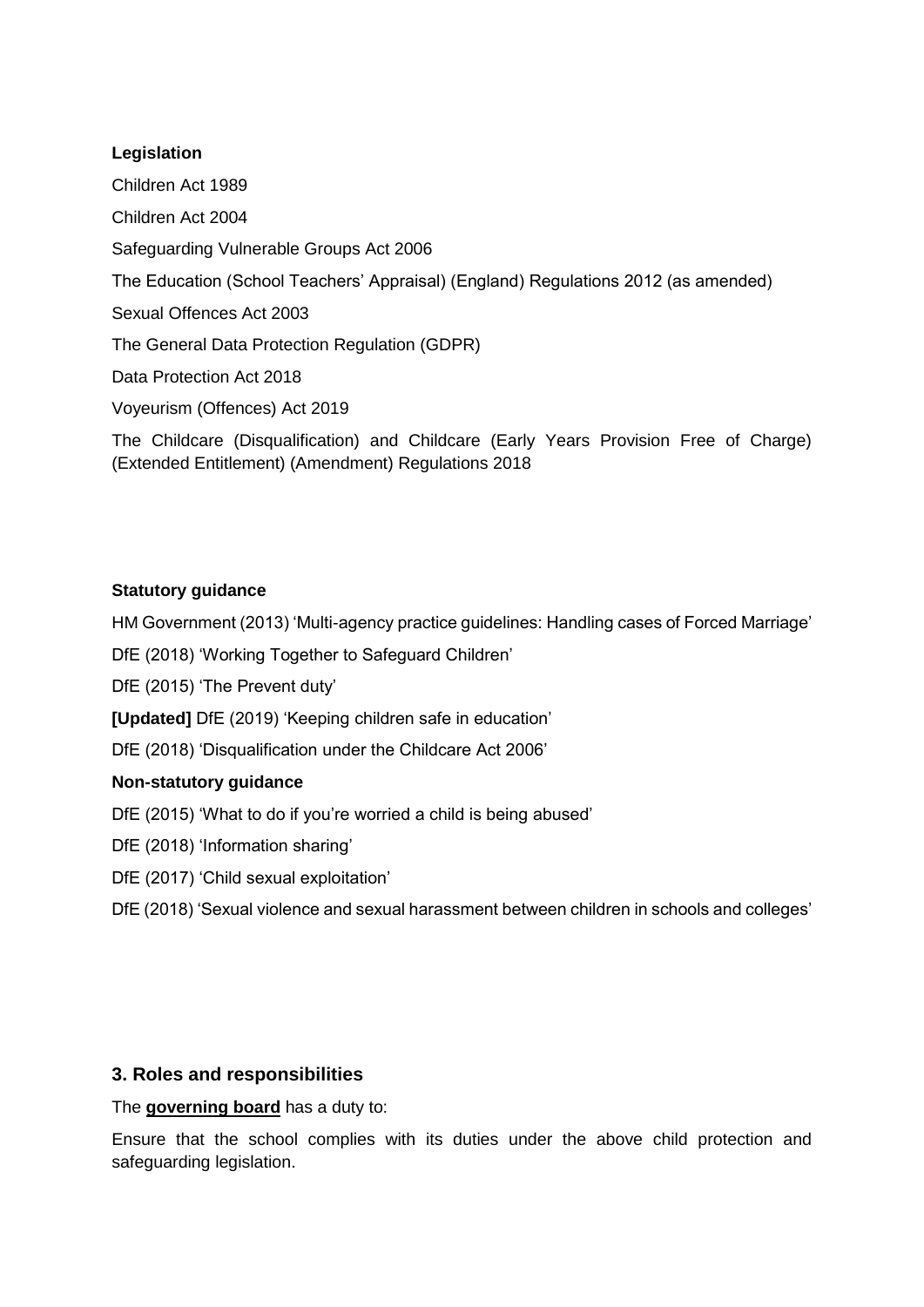**Legislation**

Children Act 1989

Children Act 2004

Safeguarding Vulnerable Groups Act 2006

The Education (School Teachers' Appraisal) (England) Regulations 2012 (as amended)

Sexual Offences Act 2003

The General Data Protection Regulation (GDPR)

Data Protection Act 2018

Voyeurism (Offences) Act 2019

The Childcare (Disqualification) and Childcare (Early Years Provision Free of Charge) (Extended Entitlement) (Amendment) Regulations 2018

**Statutory guidance**

HM Government (2013) 'Multi-agency practice guidelines: Handling cases of Forced Marriage'

DfE (2018) 'Working Together to Safeguard Children'

DfE (2015) 'The Prevent duty'

**[Updated]** DfE (2019) 'Keeping children safe in education'

DfE (2018) 'Disqualification under the Childcare Act 2006'

**Non-statutory guidance**

DfE (2015) 'What to do if you're worried a child is being abused'

DfE (2018) 'Information sharing'

DfE (2017) 'Child sexual exploitation'

DfE (2018) 'Sexual violence and sexual harassment between children in schools and colleges'

## 3. Roles and responsibilities

The **governing board** has a duty to:

Ensure that the school complies with its duties under the above child protection and safeguarding legislation.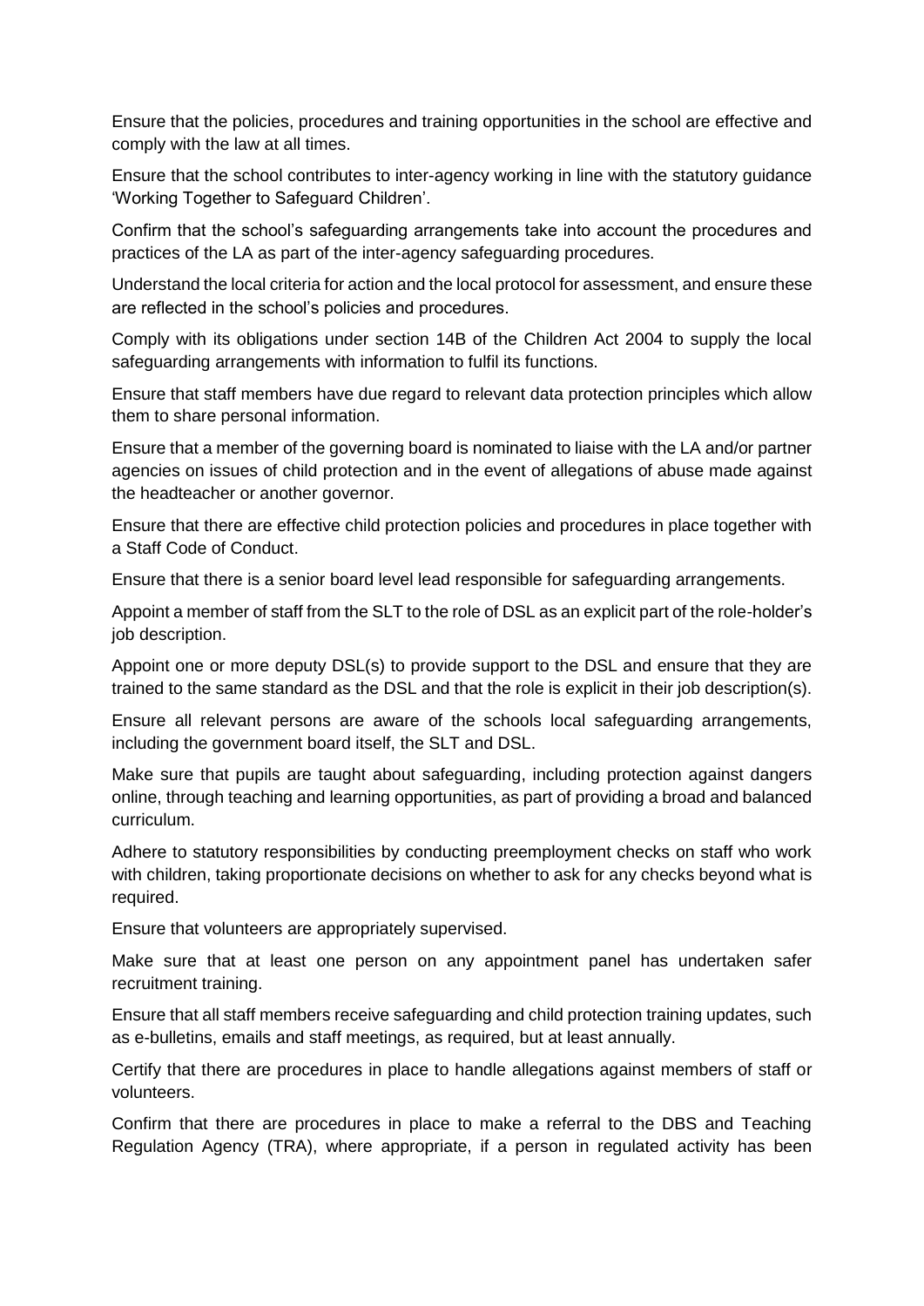Ensure that the policies, procedures and training opportunities in the school are effective and comply with the law at all times.

Ensure that the school contributes to inter-agency working in line with the statutory guidance 'Working Together to Safeguard Children'.

Confirm that the school's safeguarding arrangements take into account the procedures and practices of the LA as part of the inter-agency safeguarding procedures.

Understand the local criteria for action and the local protocol for assessment, and ensure these are reflected in the school's policies and procedures.

Comply with its obligations under section 14B of the Children Act 2004 to supply the local safeguarding arrangements with information to fulfil its functions.

Ensure that staff members have due regard to relevant data protection principles which allow them to share personal information.

Ensure that a member of the governing board is nominated to liaise with the LA and/or partner agencies on issues of child protection and in the event of allegations of abuse made against the headteacher or another governor.

Ensure that there are effective child protection policies and procedures in place together with a Staff Code of Conduct.

Ensure that there is a senior board level lead responsible for safeguarding arrangements.

Appoint a member of staff from the SLT to the role of DSL as an explicit part of the role-holder's job description.

Appoint one or more deputy DSL(s) to provide support to the DSL and ensure that they are trained to the same standard as the DSL and that the role is explicit in their job description(s).

Ensure all relevant persons are aware of the schools local safeguarding arrangements, including the government board itself, the SLT and DSL.

Make sure that pupils are taught about safeguarding, including protection against dangers online, through teaching and learning opportunities, as part of providing a broad and balanced curriculum.

Adhere to statutory responsibilities by conducting preemployment checks on staff who work with children, taking proportionate decisions on whether to ask for any checks beyond what is required.

Ensure that volunteers are appropriately supervised.

Make sure that at least one person on any appointment panel has undertaken safer recruitment training.

Ensure that all staff members receive safeguarding and child protection training updates, such as e-bulletins, emails and staff meetings, as required, but at least annually.

Certify that there are procedures in place to handle allegations against members of staff or volunteers.

Confirm that there are procedures in place to make a referral to the DBS and Teaching Regulation Agency (TRA), where appropriate, if a person in regulated activity has been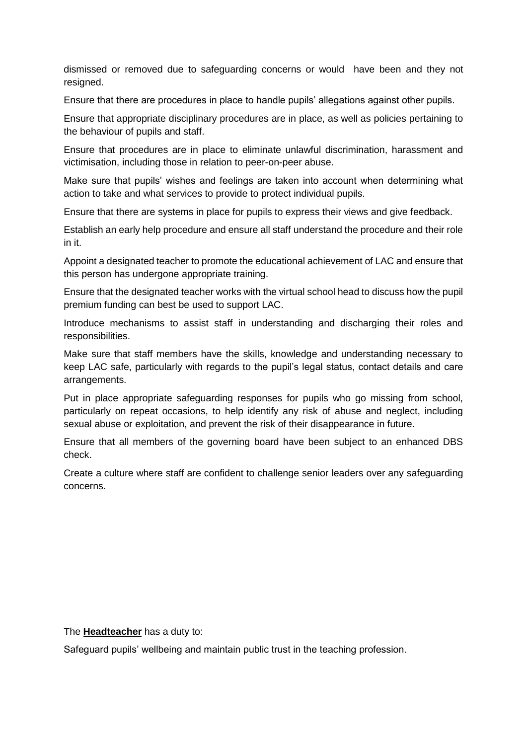dismissed or removed due to safeguarding concerns or would have been and they not resigned.

Ensure that there are procedures in place to handle pupils' allegations against other pupils.

Ensure that appropriate disciplinary procedures are in place, as well as policies pertaining to the behaviour of pupils and staff.

Ensure that procedures are in place to eliminate unlawful discrimination, harassment and victimisation, including those in relation to peer-on-peer abuse.

Make sure that pupils' wishes and feelings are taken into account when determining what action to take and what services to provide to protect individual pupils.

Ensure that there are systems in place for pupils to express their views and give feedback.

Establish an early help procedure and ensure all staff understand the procedure and their role in it.

Appoint a designated teacher to promote the educational achievement of LAC and ensure that this person has undergone appropriate training.

Ensure that the designated teacher works with the virtual school head to discuss how the pupil premium funding can best be used to support LAC.

Introduce mechanisms to assist staff in understanding and discharging their roles and responsibilities.

Make sure that staff members have the skills, knowledge and understanding necessary to keep LAC safe, particularly with regards to the pupil's legal status, contact details and care arrangements.

Put in place appropriate safeguarding responses for pupils who go missing from school, particularly on repeat occasions, to help identify any risk of abuse and neglect, including sexual abuse or exploitation, and prevent the risk of their disappearance in future.

Ensure that all members of the governing board have been subject to an enhanced DBS check.

Create a culture where staff are confident to challenge senior leaders over any safeguarding concerns.

The **Headteacher** has a duty to:

Safeguard pupils' wellbeing and maintain public trust in the teaching profession.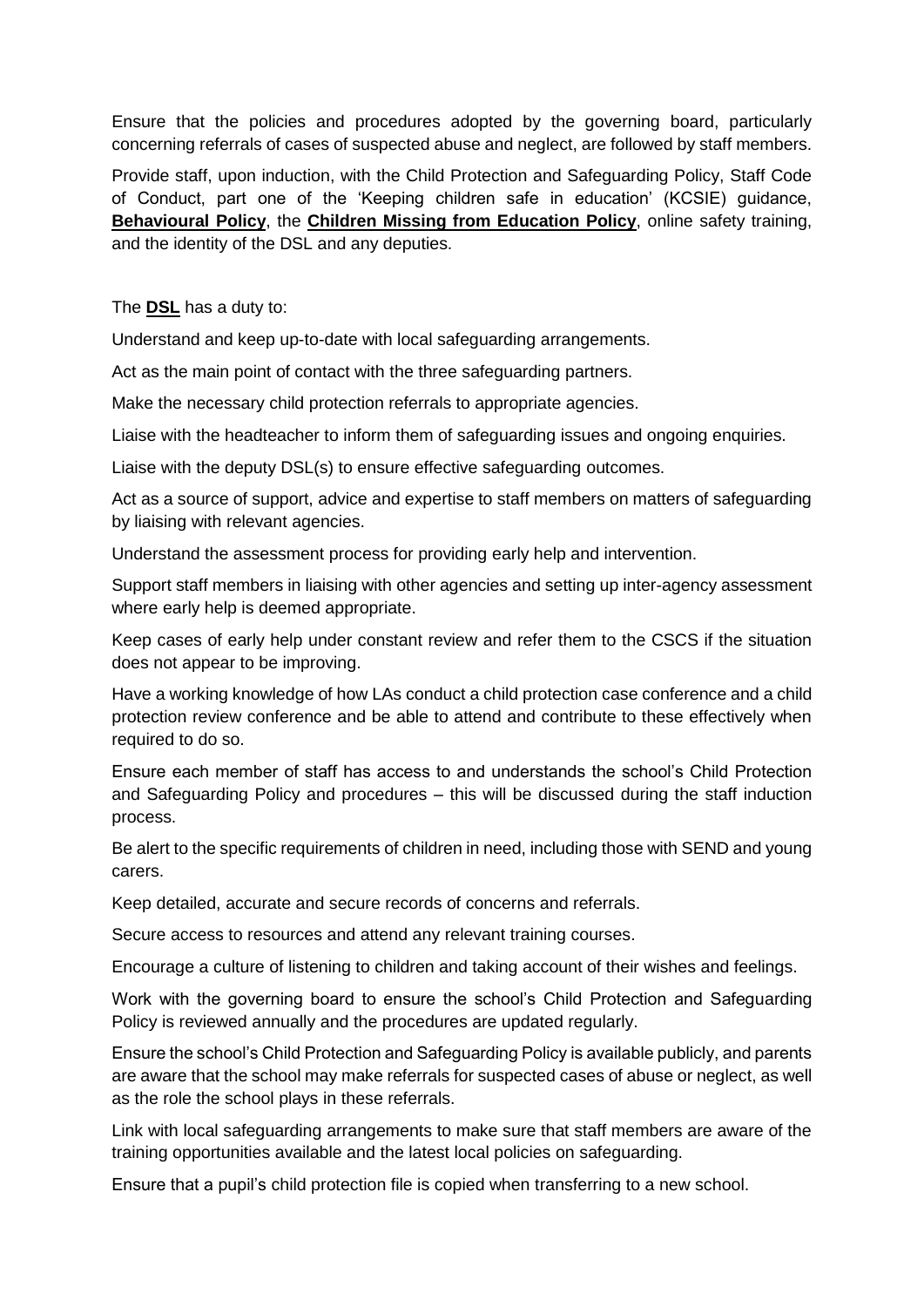Ensure that the policies and procedures adopted by the governing board, particularly concerning referrals of cases of suspected abuse and neglect, are followed by staff members.

Provide staff, upon induction, with the Child Protection and Safeguarding Policy, Staff Code of Conduct, part one of the 'Keeping children safe in education' (KCSIE) guidance, **Behavioural Policy**, the **Children Missing from Education Policy**, online safety training, and the identity of the DSL and any deputies.

The **DSL** has a duty to:

Understand and keep up-to-date with local safeguarding arrangements.

Act as the main point of contact with the three safeguarding partners.

Make the necessary child protection referrals to appropriate agencies.

Liaise with the headteacher to inform them of safeguarding issues and ongoing enquiries.

Liaise with the deputy DSL(s) to ensure effective safeguarding outcomes.

Act as a source of support, advice and expertise to staff members on matters of safeguarding by liaising with relevant agencies.

Understand the assessment process for providing early help and intervention.

Support staff members in liaising with other agencies and setting up inter-agency assessment where early help is deemed appropriate.

Keep cases of early help under constant review and refer them to the CSCS if the situation does not appear to be improving.

Have a working knowledge of how LAs conduct a child protection case conference and a child protection review conference and be able to attend and contribute to these effectively when required to do so.

Ensure each member of staff has access to and understands the school's Child Protection and Safeguarding Policy and procedures – this will be discussed during the staff induction process.

Be alert to the specific requirements of children in need, including those with SEND and young carers.

Keep detailed, accurate and secure records of concerns and referrals.

Secure access to resources and attend any relevant training courses.

Encourage a culture of listening to children and taking account of their wishes and feelings.

Work with the governing board to ensure the school's Child Protection and Safeguarding Policy is reviewed annually and the procedures are updated regularly.

Ensure the school's Child Protection and Safeguarding Policy is available publicly, and parents are aware that the school may make referrals for suspected cases of abuse or neglect, as well as the role the school plays in these referrals.

Link with local safeguarding arrangements to make sure that staff members are aware of the training opportunities available and the latest local policies on safeguarding.

Ensure that a pupil's child protection file is copied when transferring to a new school.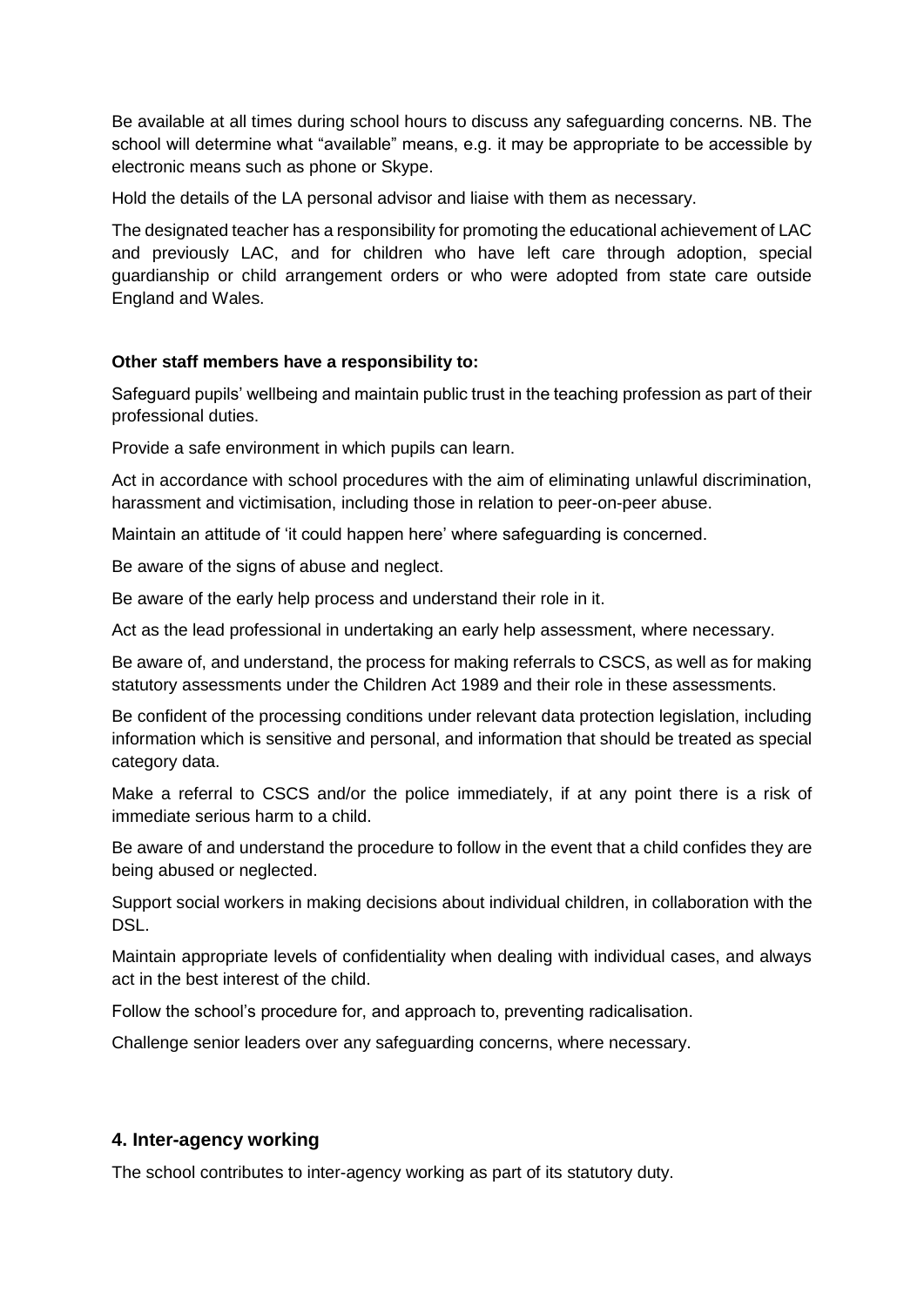Be available at all times during school hours to discuss any safeguarding concerns. NB. The school will determine what "available" means, e.g. it may be appropriate to be accessible by electronic means such as phone or Skype.

Hold the details of the LA personal advisor and liaise with them as necessary.

The designated teacher has a responsibility for promoting the educational achievement of LAC and previously LAC, and for children who have left care through adoption, special guardianship or child arrangement orders or who were adopted from state care outside England and Wales.

**Other staff members have a responsibility to:**

Safeguard pupils' wellbeing and maintain public trust in the teaching profession as part of their professional duties.

Provide a safe environment in which pupils can learn.

Act in accordance with school procedures with the aim of eliminating unlawful discrimination, harassment and victimisation, including those in relation to peer-on-peer abuse.

Maintain an attitude of 'it could happen here' where safeguarding is concerned.

Be aware of the signs of abuse and neglect.

Be aware of the early help process and understand their role in it.

Act as the lead professional in undertaking an early help assessment, where necessary.

Be aware of, and understand, the process for making referrals to CSCS, as well as for making statutory assessments under the Children Act 1989 and their role in these assessments.

Be confident of the processing conditions under relevant data protection legislation, including information which is sensitive and personal, and information that should be treated as special category data.

Make a referral to CSCS and/or the police immediately, if at any point there is a risk of immediate serious harm to a child.

Be aware of and understand the procedure to follow in the event that a child confides they are being abused or neglected.

Support social workers in making decisions about individual children, in collaboration with the DSL.

Maintain appropriate levels of confidentiality when dealing with individual cases, and always act in the best interest of the child.

Follow the school's procedure for, and approach to, preventing radicalisation.

Challenge senior leaders over any safeguarding concerns, where necessary.

## 4. Inter-agency working

The school contributes to inter-agency working as part of its statutory duty.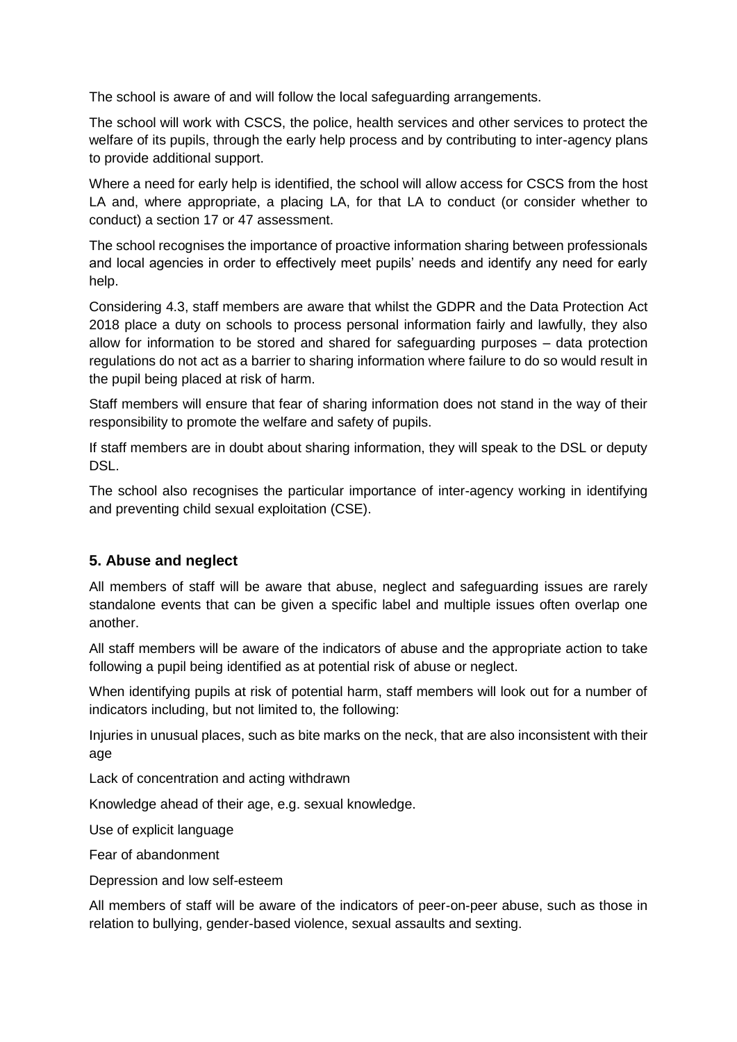The school is aware of and will follow the local safeguarding arrangements.

The school will work with CSCS, the police, health services and other services to protect the welfare of its pupils, through the early help process and by contributing to inter-agency plans to provide additional support.

Where a need for early help is identified, the school will allow access for CSCS from the host LA and, where appropriate, a placing LA, for that LA to conduct (or consider whether to conduct) a section 17 or 47 assessment.

The school recognises the importance of proactive information sharing between professionals and local agencies in order to effectively meet pupils' needs and identify any need for early help.

Considering 4.3, staff members are aware that whilst the GDPR and the Data Protection Act 2018 place a duty on schools to process personal information fairly and lawfully, they also allow for information to be stored and shared for safeguarding purposes – data protection regulations do not act as a barrier to sharing information where failure to do so would result in the pupil being placed at risk of harm.

Staff members will ensure that fear of sharing information does not stand in the way of their responsibility to promote the welfare and safety of pupils.

If staff members are in doubt about sharing information, they will speak to the DSL or deputy DSL.

The school also recognises the particular importance of inter-agency working in identifying and preventing child sexual exploitation (CSE).

## 5. Abuse and neglect

All members of staff will be aware that abuse, neglect and safeguarding issues are rarely standalone events that can be given a specific label and multiple issues often overlap one another.

All staff members will be aware of the indicators of abuse and the appropriate action to take following a pupil being identified as at potential risk of abuse or neglect.

When identifying pupils at risk of potential harm, staff members will look out for a number of indicators including, but not limited to, the following:

Injuries in unusual places, such as bite marks on the neck, that are also inconsistent with their age

Lack of concentration and acting withdrawn

Knowledge ahead of their age, e.g. sexual knowledge.

Use of explicit language

Fear of abandonment

Depression and low self-esteem

All members of staff will be aware of the indicators of peer-on-peer abuse, such as those in relation to bullying, gender-based violence, sexual assaults and sexting.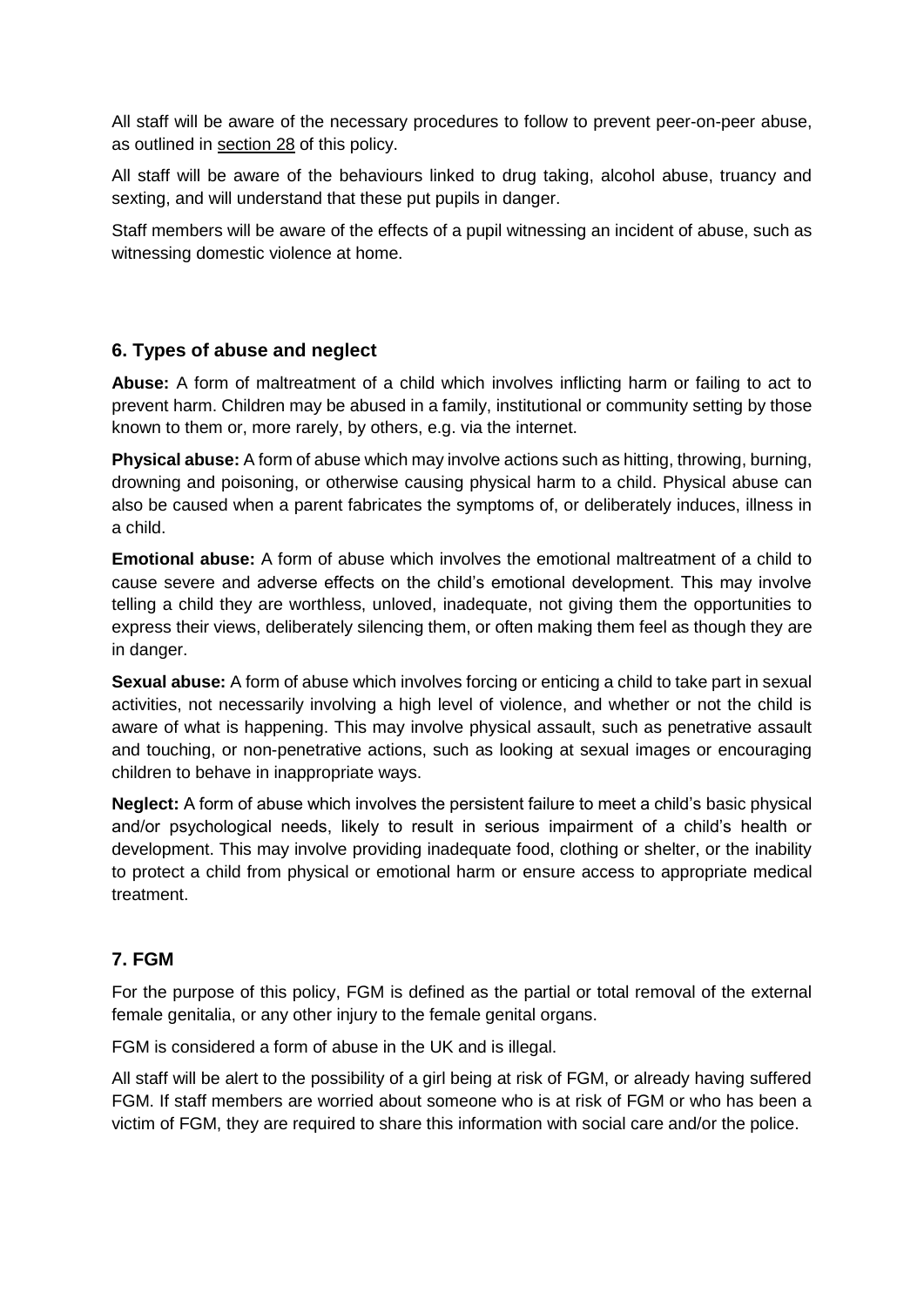All staff will be aware of the necessary procedures to follow to prevent peer-on-peer abuse, as outlined in section 28 of this policy.

All staff will be aware of the behaviours linked to drug taking, alcohol abuse, truancy and sexting, and will understand that these put pupils in danger.

Staff members will be aware of the effects of a pupil witnessing an incident of abuse, such as witnessing domestic violence at home.

## 6. Types of abuse and neglect

**Abuse:** A form of maltreatment of a child which involves inflicting harm or failing to act to prevent harm. Children may be abused in a family, institutional or community setting by those known to them or, more rarely, by others, e.g. via the internet.

**Physical abuse:** A form of abuse which may involve actions such as hitting, throwing, burning, drowning and poisoning, or otherwise causing physical harm to a child. Physical abuse can also be caused when a parent fabricates the symptoms of, or deliberately induces, illness in a child.

**Emotional abuse:** A form of abuse which involves the emotional maltreatment of a child to cause severe and adverse effects on the child's emotional development. This may involve telling a child they are worthless, unloved, inadequate, not giving them the opportunities to express their views, deliberately silencing them, or often making them feel as though they are in danger.

**Sexual abuse:** A form of abuse which involves forcing or enticing a child to take part in sexual activities, not necessarily involving a high level of violence, and whether or not the child is aware of what is happening. This may involve physical assault, such as penetrative assault and touching, or non-penetrative actions, such as looking at sexual images or encouraging children to behave in inappropriate ways.

**Neglect:** A form of abuse which involves the persistent failure to meet a child's basic physical and/or psychological needs, likely to result in serious impairment of a child's health or development. This may involve providing inadequate food, clothing or shelter, or the inability to protect a child from physical or emotional harm or ensure access to appropriate medical treatment.

## 7. FGM

For the purpose of this policy, FGM is defined as the partial or total removal of the external female genitalia, or any other injury to the female genital organs.

FGM is considered a form of abuse in the UK and is illegal.

All staff will be alert to the possibility of a girl being at risk of FGM, or already having suffered FGM. If staff members are worried about someone who is at risk of FGM or who has been a victim of FGM, they are required to share this information with social care and/or the police.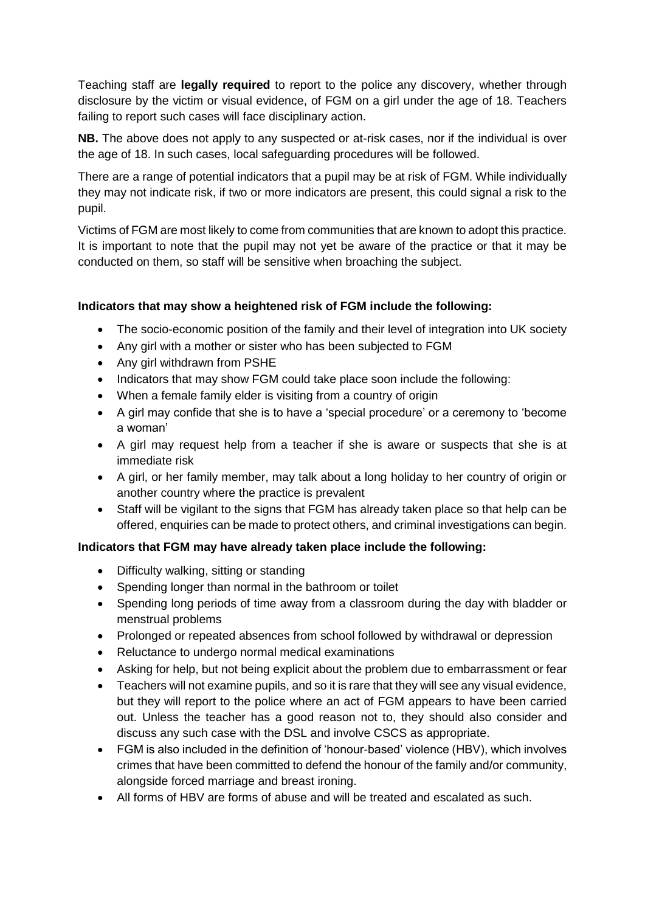Teaching staff are **legally required** to report to the police any discovery, whether through disclosure by the victim or visual evidence, of FGM on a girl under the age of 18. Teachers failing to report such cases will face disciplinary action.

**NB.** The above does not apply to any suspected or at-risk cases, nor if the individual is over the age of 18. In such cases, local safeguarding procedures will be followed.

There are a range of potential indicators that a pupil may be at risk of FGM. While individually they may not indicate risk, if two or more indicators are present, this could signal a risk to the pupil.

Victims of FGM are most likely to come from communities that are known to adopt this practice. It is important to note that the pupil may not yet be aware of the practice or that it may be conducted on them, so staff will be sensitive when broaching the subject.

**Indicators that may show a heightened risk of FGM include the following:**

- The socio-economic position of the family and their level of integration into UK society
- Any girl with a mother or sister who has been subjected to FGM
- Any girl withdrawn from PSHE
- Indicators that may show FGM could take place soon include the following:
- When a female family elder is visiting from a country of origin
- A girl may confide that she is to have a 'special procedure' or a ceremony to 'become a woman'
- A girl may request help from a teacher if she is aware or suspects that she is at immediate risk
- A girl, or her family member, may talk about a long holiday to her country of origin or another country where the practice is prevalent
- Staff will be vigilant to the signs that FGM has already taken place so that help can be offered, enquiries can be made to protect others, and criminal investigations can begin.

**Indicators that FGM may have already taken place include the following:**

- Difficulty walking, sitting or standing
- Spending longer than normal in the bathroom or toilet
- Spending long periods of time away from a classroom during the day with bladder or menstrual problems
- Prolonged or repeated absences from school followed by withdrawal or depression
- Reluctance to undergo normal medical examinations
- Asking for help, but not being explicit about the problem due to embarrassment or fear
- Teachers will not examine pupils, and so it is rare that they will see any visual evidence, but they will report to the police where an act of FGM appears to have been carried out. Unless the teacher has a good reason not to, they should also consider and discuss any such case with the DSL and involve CSCS as appropriate.
- FGM is also included in the definition of 'honour-based' violence (HBV), which involves crimes that have been committed to defend the honour of the family and/or community, alongside forced marriage and breast ironing.
- All forms of HBV are forms of abuse and will be treated and escalated as such.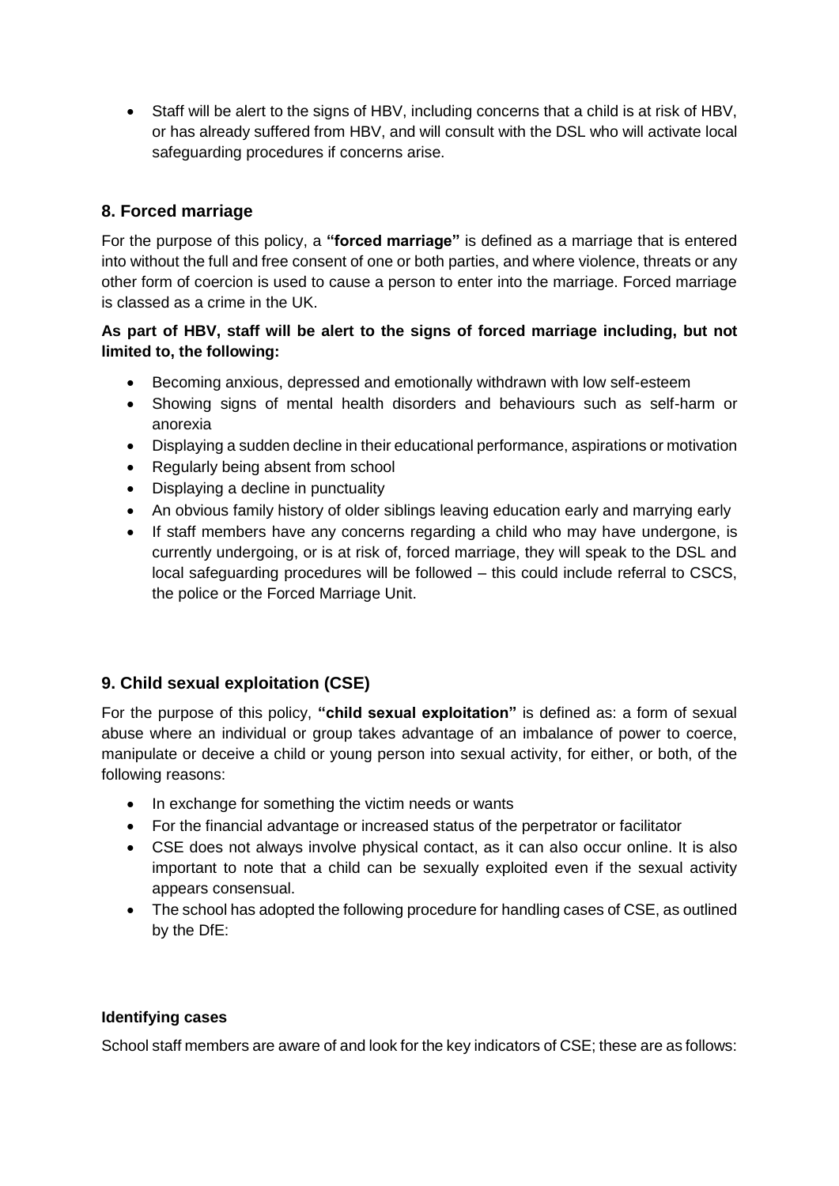- Staff will be alert to the signs of HBV, including concerns that a child is at risk of HBV, or has already suffered from HBV, and will consult with the DSL who will activate local safeguarding procedures if concerns arise.

## 8. Forced marriage

For the purpose of this policy, a **"forced marriage"** is defined as a marriage that is entered into without the full and free consent of one or both parties, and where violence, threats or any other form of coercion is used to cause a person to enter into the marriage. Forced marriage is classed as a crime in the UK.

**As part of HBV, staff will be alert to the signs of forced marriage including, but not limited to, the following:**

- Becoming anxious, depressed and emotionally withdrawn with low self-esteem
- Showing signs of mental health disorders and behaviours such as self-harm or anorexia
- Displaying a sudden decline in their educational performance, aspirations or motivation
- Regularly being absent from school
- Displaying a decline in punctuality
- An obvious family history of older siblings leaving education early and marrying early
- If staff members have any concerns regarding a child who may have undergone, is currently undergoing, or is at risk of, forced marriage, they will speak to the DSL and local safeguarding procedures will be followed – this could include referral to CSCS, the police or the Forced Marriage Unit.

## 9. Child sexual exploitation (CSE)

For the purpose of this policy, **"child sexual exploitation"** is defined as: a form of sexual abuse where an individual or group takes advantage of an imbalance of power to coerce, manipulate or deceive a child or young person into sexual activity, for either, or both, of the following reasons:

- In exchange for something the victim needs or wants
- For the financial advantage or increased status of the perpetrator or facilitator
- CSE does not always involve physical contact, as it can also occur online. It is also important to note that a child can be sexually exploited even if the sexual activity appears consensual.
- The school has adopted the following procedure for handling cases of CSE, as outlined by the DfE:

**Identifying cases**

School staff members are aware of and look for the key indicators of CSE; these are as follows: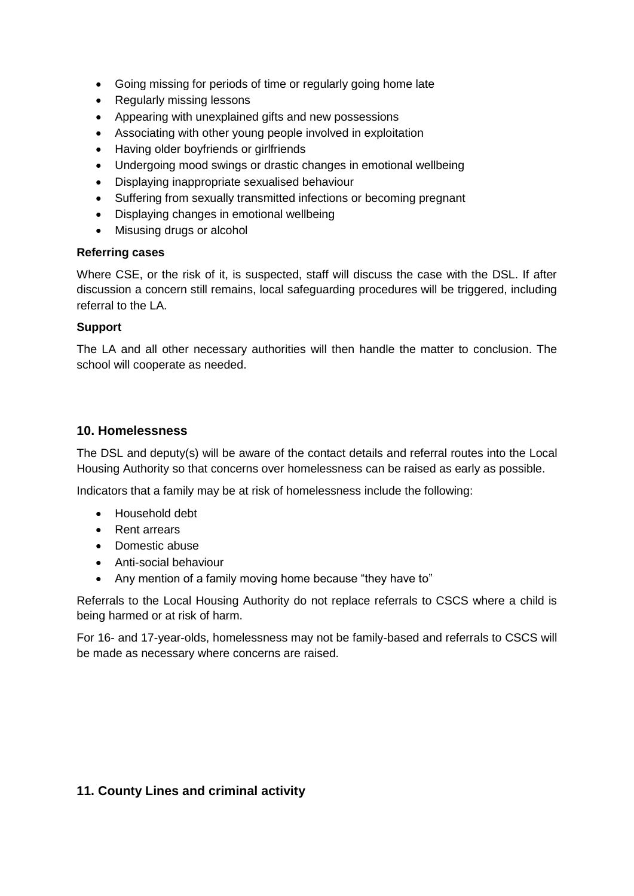- Going missing for periods of time or regularly going home late
- Regularly missing lessons
- Appearing with unexplained gifts and new possessions
- Associating with other young people involved in exploitation
- Having older boyfriends or girlfriends
- Undergoing mood swings or drastic changes in emotional wellbeing
- Displaying inappropriate sexualised behaviour
- Suffering from sexually transmitted infections or becoming pregnant
- Displaying changes in emotional wellbeing
- Misusing drugs or alcohol

**Referring cases**

Where CSE, or the risk of it, is suspected, staff will discuss the case with the DSL. If after discussion a concern still remains, local safeguarding procedures will be triggered, including referral to the LA.

**Support**

The LA and all other necessary authorities will then handle the matter to conclusion. The school will cooperate as needed.

## 10. Homelessness

The DSL and deputy(s) will be aware of the contact details and referral routes into the Local Housing Authority so that concerns over homelessness can be raised as early as possible.

Indicators that a family may be at risk of homelessness include the following:

- Household debt
- Rent arrears
- Domestic abuse
- Anti-social behaviour
- Any mention of a family moving home because "they have to"

Referrals to the Local Housing Authority do not replace referrals to CSCS where a child is being harmed or at risk of harm.

For 16- and 17-year-olds, homelessness may not be family-based and referrals to CSCS will be made as necessary where concerns are raised.

## 11. County Lines and criminal activity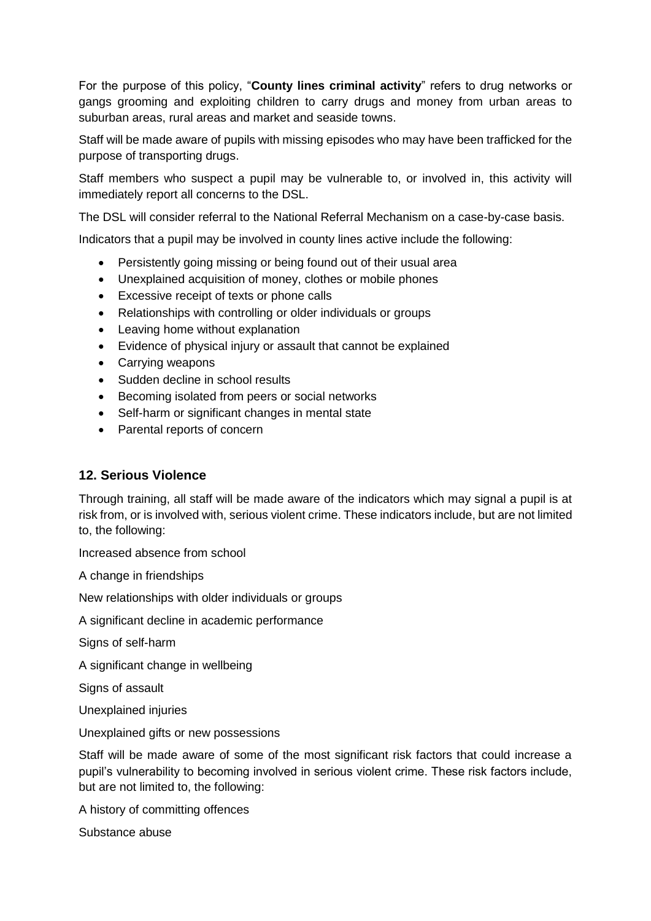For the purpose of this policy, "**County lines criminal activity**" refers to drug networks or gangs grooming and exploiting children to carry drugs and money from urban areas to suburban areas, rural areas and market and seaside towns.

Staff will be made aware of pupils with missing episodes who may have been trafficked for the purpose of transporting drugs.

Staff members who suspect a pupil may be vulnerable to, or involved in, this activity will immediately report all concerns to the DSL.

The DSL will consider referral to the National Referral Mechanism on a case-by-case basis.

Indicators that a pupil may be involved in county lines active include the following:

- Persistently going missing or being found out of their usual area
- Unexplained acquisition of money, clothes or mobile phones
- Excessive receipt of texts or phone calls
- Relationships with controlling or older individuals or groups
- Leaving home without explanation
- Evidence of physical injury or assault that cannot be explained
- Carrying weapons
- Sudden decline in school results
- Becoming isolated from peers or social networks
- Self-harm or significant changes in mental state
- Parental reports of concern

## 12. Serious Violence

Through training, all staff will be made aware of the indicators which may signal a pupil is at risk from, or is involved with, serious violent crime. These indicators include, but are not limited to, the following:

Increased absence from school

A change in friendships

New relationships with older individuals or groups

A significant decline in academic performance

Signs of self-harm

A significant change in wellbeing

Signs of assault

Unexplained injuries

Unexplained gifts or new possessions

Staff will be made aware of some of the most significant risk factors that could increase a pupil's vulnerability to becoming involved in serious violent crime. These risk factors include, but are not limited to, the following:

A history of committing offences

Substance abuse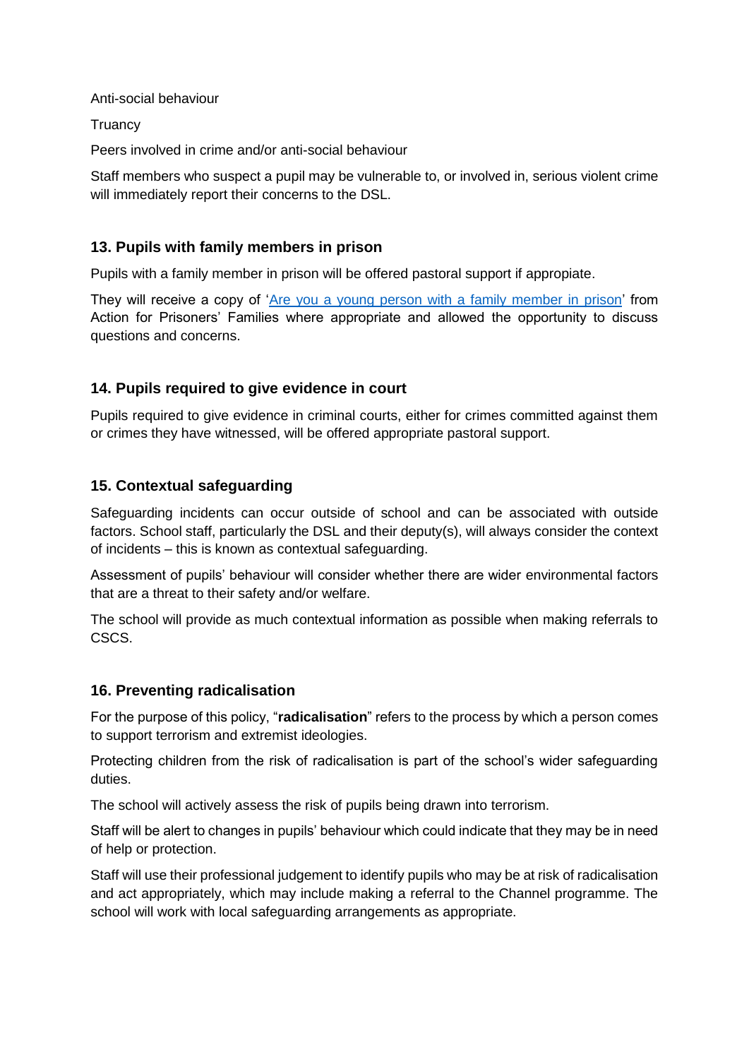Anti-social behaviour

Truancy

Peers involved in crime and/or anti-social behaviour

Staff members who suspect a pupil may be vulnerable to, or involved in, serious violent crime will immediately report their concerns to the DSL.

## 13. Pupils with family members in prison

Pupils with a family member in prison will be offered pastoral support if appropiate.

They will receive a copy of 'Are you a young person with a family member in prison' from Action for Prisoners' Families where appropriate and allowed the opportunity to discuss questions and concerns.

## 14. Pupils required to give evidence in court

Pupils required to give evidence in criminal courts, either for crimes committed against them or crimes they have witnessed, will be offered appropriate pastoral support.

## 15. Contextual safeguarding

Safeguarding incidents can occur outside of school and can be associated with outside factors. School staff, particularly the DSL and their deputy(s), will always consider the context of incidents – this is known as contextual safeguarding.

Assessment of pupils' behaviour will consider whether there are wider environmental factors that are a threat to their safety and/or welfare.

The school will provide as much contextual information as possible when making referrals to CSCS.

## 16. Preventing radicalisation

For the purpose of this policy, "**radicalisation**" refers to the process by which a person comes to support terrorism and extremist ideologies.

Protecting children from the risk of radicalisation is part of the school's wider safeguarding duties.

The school will actively assess the risk of pupils being drawn into terrorism.

Staff will be alert to changes in pupils' behaviour which could indicate that they may be in need of help or protection.

Staff will use their professional judgement to identify pupils who may be at risk of radicalisation and act appropriately, which may include making a referral to the Channel programme. The school will work with local safeguarding arrangements as appropriate.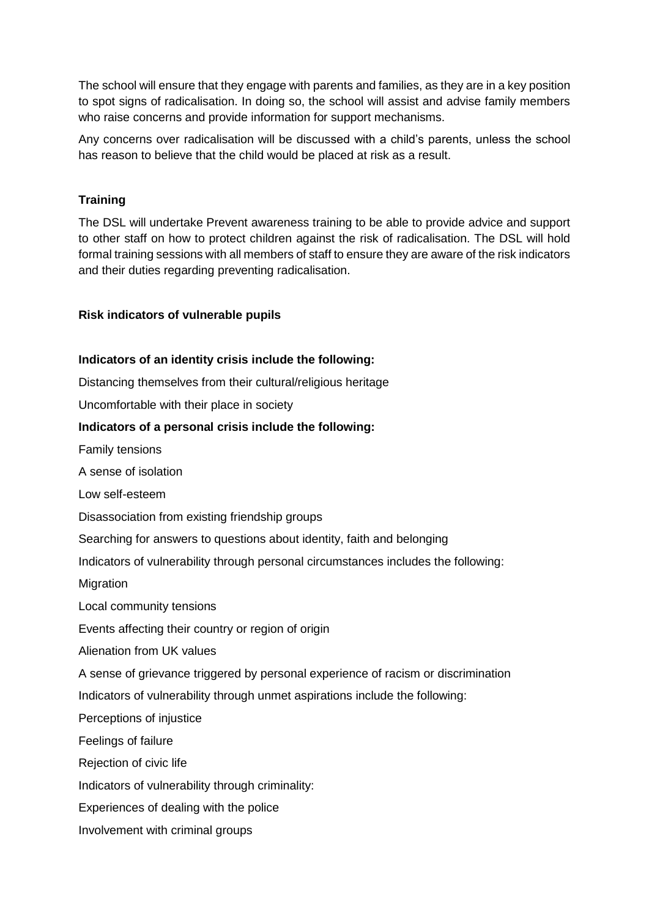The school will ensure that they engage with parents and families, as they are in a key position to spot signs of radicalisation. In doing so, the school will assist and advise family members who raise concerns and provide information for support mechanisms.

Any concerns over radicalisation will be discussed with a child's parents, unless the school has reason to believe that the child would be placed at risk as a result.

**Training**

The DSL will undertake Prevent awareness training to be able to provide advice and support to other staff on how to protect children against the risk of radicalisation. The DSL will hold formal training sessions with all members of staff to ensure they are aware of the risk indicators and their duties regarding preventing radicalisation.

**Risk indicators of vulnerable pupils**

**Indicators of an identity crisis include the following:**

Distancing themselves from their cultural/religious heritage

Uncomfortable with their place in society

**Indicators of a personal crisis include the following:**

Family tensions

A sense of isolation

Low self-esteem

Disassociation from existing friendship groups

Searching for answers to questions about identity, faith and belonging

Indicators of vulnerability through personal circumstances includes the following:

Migration

Local community tensions

Events affecting their country or region of origin

Alienation from UK values

A sense of grievance triggered by personal experience of racism or discrimination

Indicators of vulnerability through unmet aspirations include the following:

Perceptions of injustice

Feelings of failure

Rejection of civic life

Indicators of vulnerability through criminality:

Experiences of dealing with the police

Involvement with criminal groups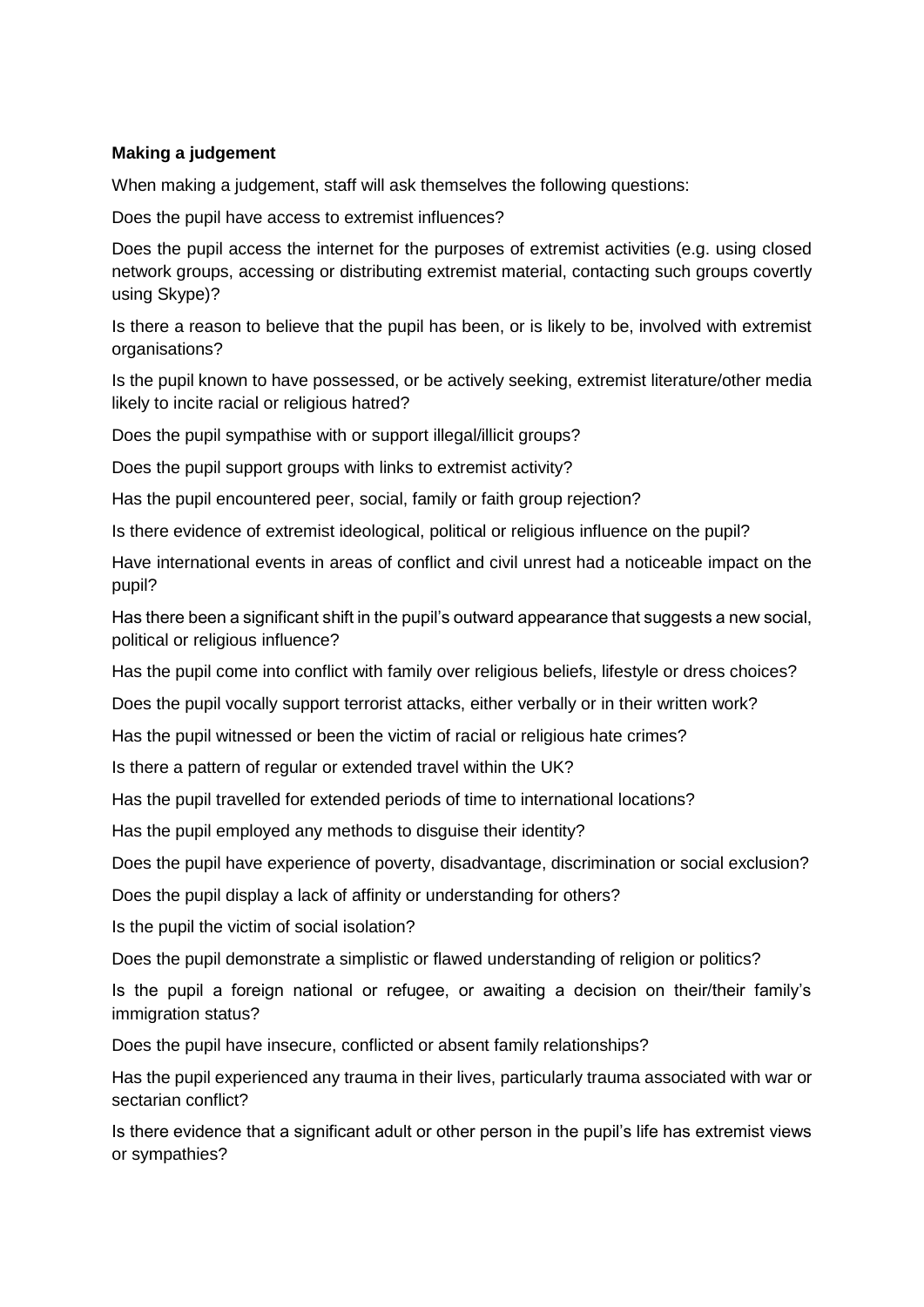**Making a judgement**

When making a judgement, staff will ask themselves the following questions:

Does the pupil have access to extremist influences?

Does the pupil access the internet for the purposes of extremist activities (e.g. using closed network groups, accessing or distributing extremist material, contacting such groups covertly using Skype)?

Is there a reason to believe that the pupil has been, or is likely to be, involved with extremist organisations?

Is the pupil known to have possessed, or be actively seeking, extremist literature/other media likely to incite racial or religious hatred?

Does the pupil sympathise with or support illegal/illicit groups?

Does the pupil support groups with links to extremist activity?

Has the pupil encountered peer, social, family or faith group rejection?

Is there evidence of extremist ideological, political or religious influence on the pupil?

Have international events in areas of conflict and civil unrest had a noticeable impact on the pupil?

Has there been a significant shift in the pupil's outward appearance that suggests a new social, political or religious influence?

Has the pupil come into conflict with family over religious beliefs, lifestyle or dress choices?

Does the pupil vocally support terrorist attacks, either verbally or in their written work?

Has the pupil witnessed or been the victim of racial or religious hate crimes?

Is there a pattern of regular or extended travel within the UK?

Has the pupil travelled for extended periods of time to international locations?

Has the pupil employed any methods to disguise their identity?

Does the pupil have experience of poverty, disadvantage, discrimination or social exclusion?

Does the pupil display a lack of affinity or understanding for others?

Is the pupil the victim of social isolation?

Does the pupil demonstrate a simplistic or flawed understanding of religion or politics?

Is the pupil a foreign national or refugee, or awaiting a decision on their/their family's immigration status?

Does the pupil have insecure, conflicted or absent family relationships?

Has the pupil experienced any trauma in their lives, particularly trauma associated with war or sectarian conflict?

Is there evidence that a significant adult or other person in the pupil's life has extremist views or sympathies?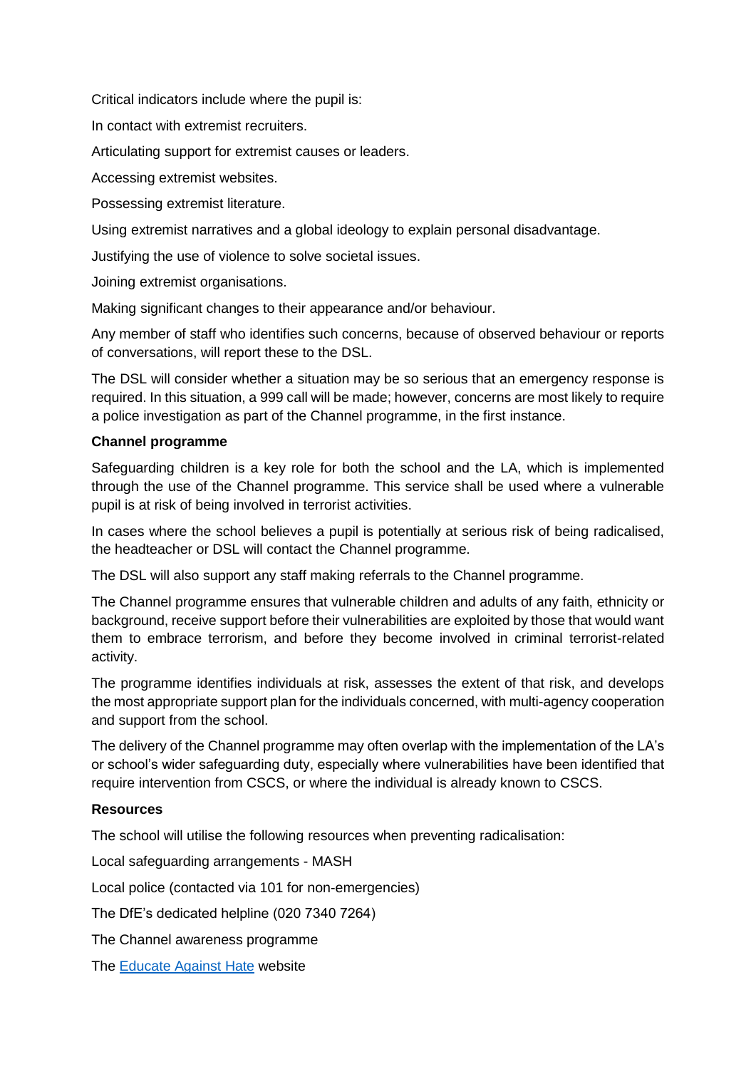Critical indicators include where the pupil is:

In contact with extremist recruiters.

Articulating support for extremist causes or leaders.

Accessing extremist websites.

Possessing extremist literature.

Using extremist narratives and a global ideology to explain personal disadvantage.

Justifying the use of violence to solve societal issues.

Joining extremist organisations.

Making significant changes to their appearance and/or behaviour.

Any member of staff who identifies such concerns, because of observed behaviour or reports of conversations, will report these to the DSL.

The DSL will consider whether a situation may be so serious that an emergency response is required. In this situation, a 999 call will be made; however, concerns are most likely to require a police investigation as part of the Channel programme, in the first instance.

**Channel programme**

Safeguarding children is a key role for both the school and the LA, which is implemented through the use of the Channel programme. This service shall be used where a vulnerable pupil is at risk of being involved in terrorist activities.

In cases where the school believes a pupil is potentially at serious risk of being radicalised, the headteacher or DSL will contact the Channel programme.

The DSL will also support any staff making referrals to the Channel programme.

The Channel programme ensures that vulnerable children and adults of any faith, ethnicity or background, receive support before their vulnerabilities are exploited by those that would want them to embrace terrorism, and before they become involved in criminal terrorist-related activity.

The programme identifies individuals at risk, assesses the extent of that risk, and develops the most appropriate support plan for the individuals concerned, with multi-agency cooperation and support from the school.

The delivery of the Channel programme may often overlap with the implementation of the LA's or school's wider safeguarding duty, especially where vulnerabilities have been identified that require intervention from CSCS, or where the individual is already known to CSCS.

**Resources**

The school will utilise the following resources when preventing radicalisation:

Local safeguarding arrangements - MASH

Local police (contacted via 101 for non-emergencies)

The DfE's dedicated helpline (020 7340 7264)

The Channel awareness programme

The [Educate Against Hate](Educate Against Hate) website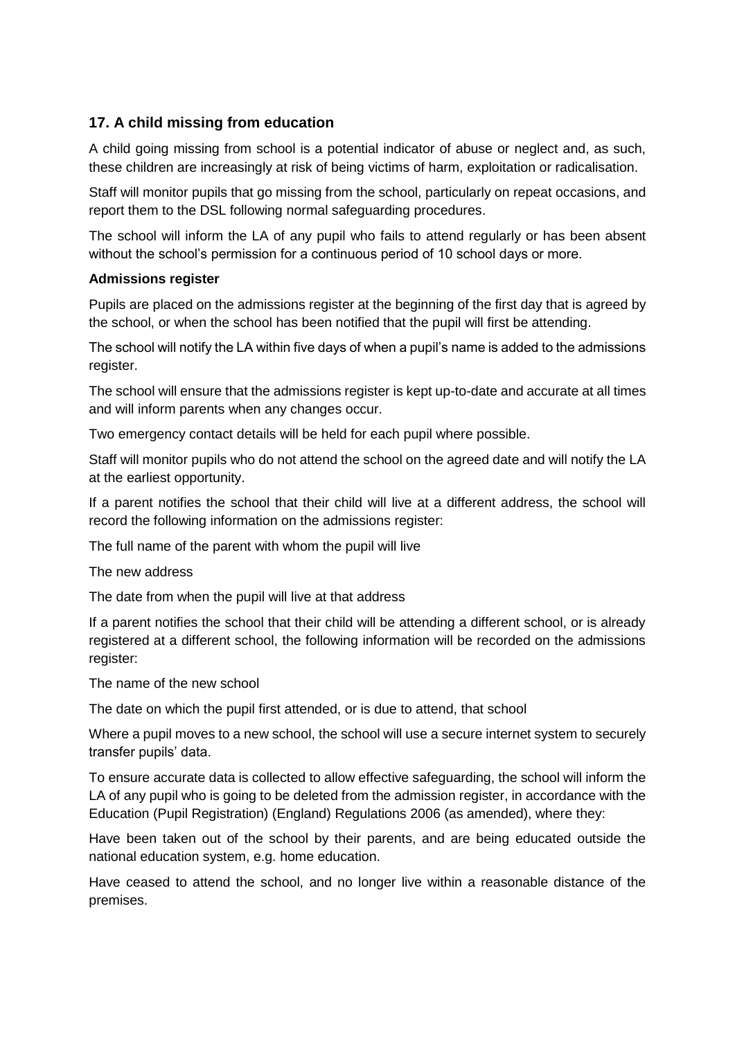## 17. A child missing from education

A child going missing from school is a potential indicator of abuse or neglect and, as such, these children are increasingly at risk of being victims of harm, exploitation or radicalisation.

Staff will monitor pupils that go missing from the school, particularly on repeat occasions, and report them to the DSL following normal safeguarding procedures.

The school will inform the LA of any pupil who fails to attend regularly or has been absent without the school's permission for a continuous period of 10 school days or more.

**Admissions register**

Pupils are placed on the admissions register at the beginning of the first day that is agreed by the school, or when the school has been notified that the pupil will first be attending.

The school will notify the LA within five days of when a pupil's name is added to the admissions register.

The school will ensure that the admissions register is kept up-to-date and accurate at all times and will inform parents when any changes occur.

Two emergency contact details will be held for each pupil where possible.

Staff will monitor pupils who do not attend the school on the agreed date and will notify the LA at the earliest opportunity.

If a parent notifies the school that their child will live at a different address, the school will record the following information on the admissions register:

The full name of the parent with whom the pupil will live

The new address

The date from when the pupil will live at that address

If a parent notifies the school that their child will be attending a different school, or is already registered at a different school, the following information will be recorded on the admissions register:

The name of the new school

The date on which the pupil first attended, or is due to attend, that school

Where a pupil moves to a new school, the school will use a secure internet system to securely transfer pupils' data.

To ensure accurate data is collected to allow effective safeguarding, the school will inform the LA of any pupil who is going to be deleted from the admission register, in accordance with the Education (Pupil Registration) (England) Regulations 2006 (as amended), where they:

Have been taken out of the school by their parents, and are being educated outside the national education system, e.g. home education.

Have ceased to attend the school, and no longer live within a reasonable distance of the premises.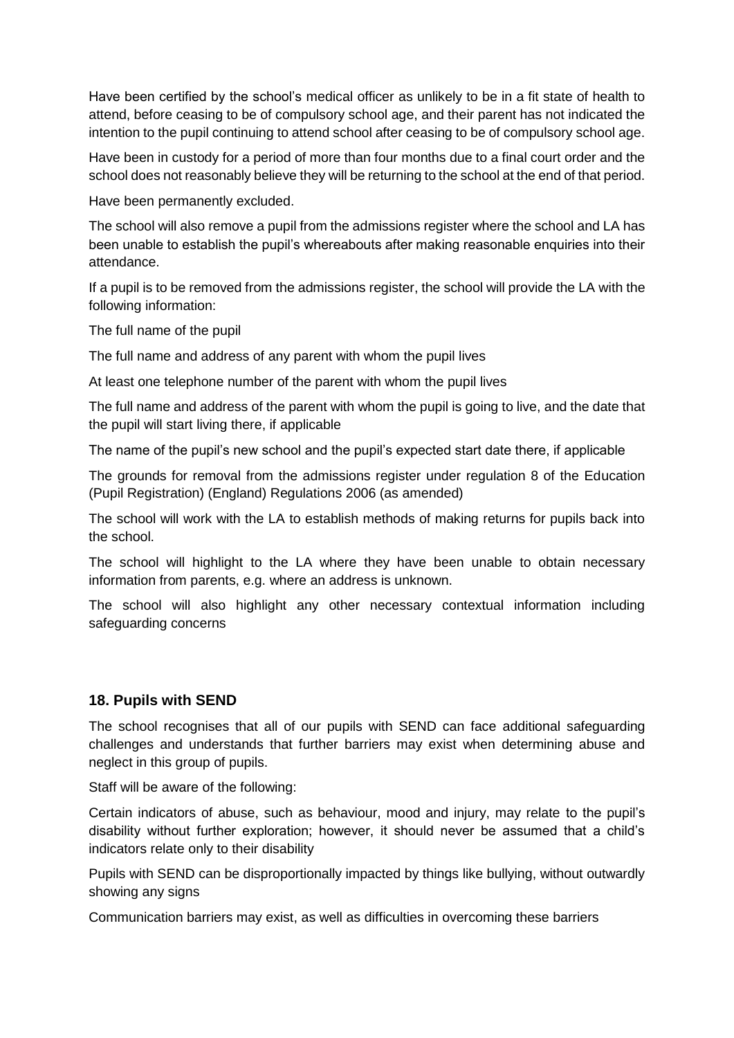Have been certified by the school's medical officer as unlikely to be in a fit state of health to attend, before ceasing to be of compulsory school age, and their parent has not indicated the intention to the pupil continuing to attend school after ceasing to be of compulsory school age.

Have been in custody for a period of more than four months due to a final court order and the school does not reasonably believe they will be returning to the school at the end of that period.

Have been permanently excluded.

The school will also remove a pupil from the admissions register where the school and LA has been unable to establish the pupil's whereabouts after making reasonable enquiries into their attendance.

If a pupil is to be removed from the admissions register, the school will provide the LA with the following information:

The full name of the pupil

The full name and address of any parent with whom the pupil lives

At least one telephone number of the parent with whom the pupil lives

The full name and address of the parent with whom the pupil is going to live, and the date that the pupil will start living there, if applicable

The name of the pupil's new school and the pupil's expected start date there, if applicable

The grounds for removal from the admissions register under regulation 8 of the Education (Pupil Registration) (England) Regulations 2006 (as amended)

The school will work with the LA to establish methods of making returns for pupils back into the school.

The school will highlight to the LA where they have been unable to obtain necessary information from parents, e.g. where an address is unknown.

The school will also highlight any other necessary contextual information including safeguarding concerns

## 18. Pupils with SEND

The school recognises that all of our pupils with SEND can face additional safeguarding challenges and understands that further barriers may exist when determining abuse and neglect in this group of pupils.

Staff will be aware of the following:

Certain indicators of abuse, such as behaviour, mood and injury, may relate to the pupil's disability without further exploration; however, it should never be assumed that a child's indicators relate only to their disability

Pupils with SEND can be disproportionally impacted by things like bullying, without outwardly showing any signs

Communication barriers may exist, as well as difficulties in overcoming these barriers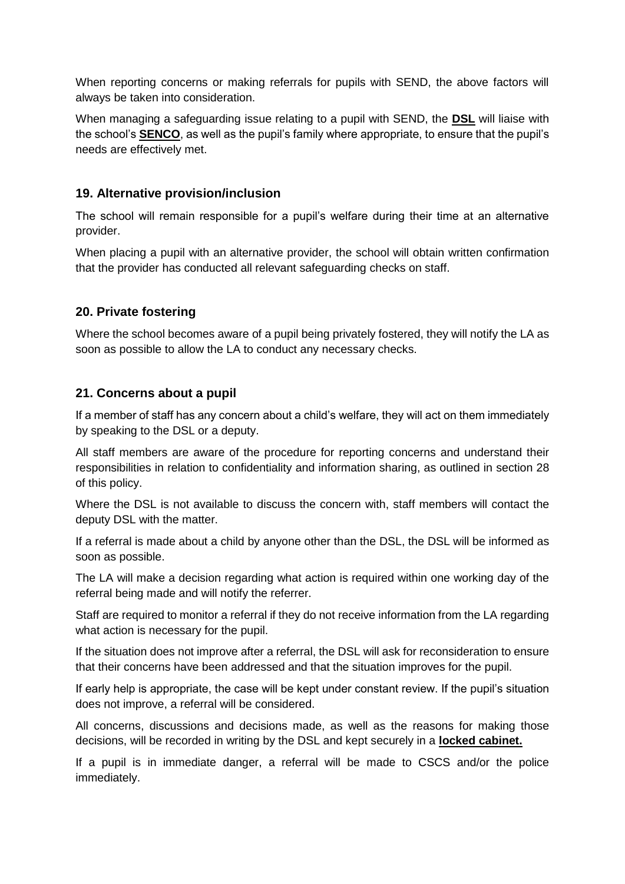When reporting concerns or making referrals for pupils with SEND, the above factors will always be taken into consideration.

When managing a safeguarding issue relating to a pupil with SEND, the **DSL** will liaise with the school's **SENCO**, as well as the pupil's family where appropriate, to ensure that the pupil's needs are effectively met.

### 19. Alternative provision/inclusion

The school will remain responsible for a pupil's welfare during their time at an alternative provider.

When placing a pupil with an alternative provider, the school will obtain written confirmation that the provider has conducted all relevant safeguarding checks on staff.

### 20. Private fostering

Where the school becomes aware of a pupil being privately fostered, they will notify the LA as soon as possible to allow the LA to conduct any necessary checks.

### 21. Concerns about a pupil

If a member of staff has any concern about a child's welfare, they will act on them immediately by speaking to the DSL or a deputy.

All staff members are aware of the procedure for reporting concerns and understand their responsibilities in relation to confidentiality and information sharing, as outlined in section 28 of this policy.

Where the DSL is not available to discuss the concern with, staff members will contact the deputy DSL with the matter.

If a referral is made about a child by anyone other than the DSL, the DSL will be informed as soon as possible.

The LA will make a decision regarding what action is required within one working day of the referral being made and will notify the referrer.

Staff are required to monitor a referral if they do not receive information from the LA regarding what action is necessary for the pupil.

If the situation does not improve after a referral, the DSL will ask for reconsideration to ensure that their concerns have been addressed and that the situation improves for the pupil.

If early help is appropriate, the case will be kept under constant review. If the pupil's situation does not improve, a referral will be considered.

All concerns, discussions and decisions made, as well as the reasons for making those decisions, will be recorded in writing by the DSL and kept securely in a **locked cabinet.**

If a pupil is in immediate danger, a referral will be made to CSCS and/or the police immediately.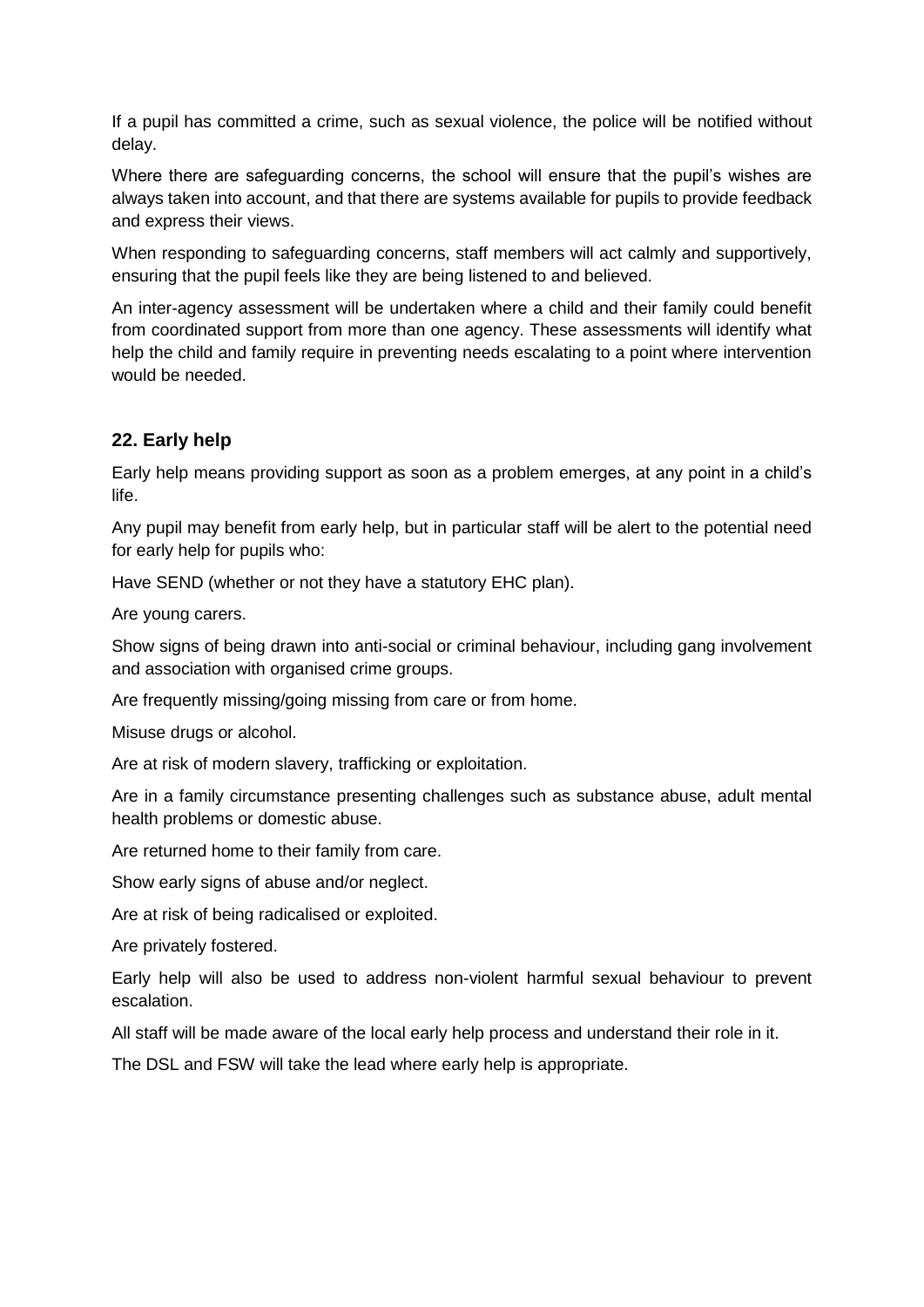If a pupil has committed a crime, such as sexual violence, the police will be notified without delay.

Where there are safeguarding concerns, the school will ensure that the pupil's wishes are always taken into account, and that there are systems available for pupils to provide feedback and express their views.

When responding to safeguarding concerns, staff members will act calmly and supportively, ensuring that the pupil feels like they are being listened to and believed.

An inter-agency assessment will be undertaken where a child and their family could benefit from coordinated support from more than one agency. These assessments will identify what help the child and family require in preventing needs escalating to a point where intervention would be needed.

## 22. Early help

Early help means providing support as soon as a problem emerges, at any point in a child's life.

Any pupil may benefit from early help, but in particular staff will be alert to the potential need for early help for pupils who:

Have SEND (whether or not they have a statutory EHC plan).

Are young carers.

Show signs of being drawn into anti-social or criminal behaviour, including gang involvement and association with organised crime groups.

Are frequently missing/going missing from care or from home.

Misuse drugs or alcohol.

Are at risk of modern slavery, trafficking or exploitation.

Are in a family circumstance presenting challenges such as substance abuse, adult mental health problems or domestic abuse.

Are returned home to their family from care.

Show early signs of abuse and/or neglect.

Are at risk of being radicalised or exploited.

Are privately fostered.

Early help will also be used to address non-violent harmful sexual behaviour to prevent escalation.

All staff will be made aware of the local early help process and understand their role in it.

The DSL and FSW will take the lead where early help is appropriate.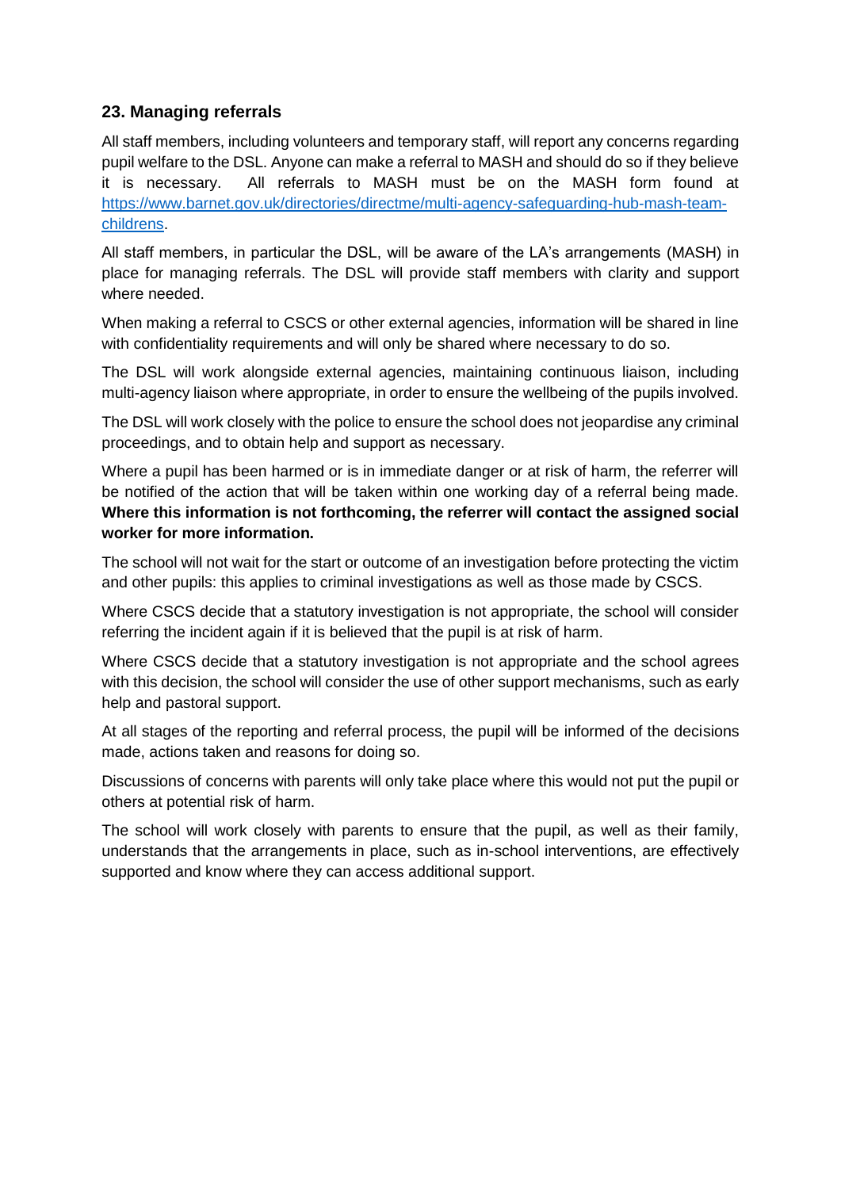## 23. Managing referrals

All staff members, including volunteers and temporary staff, will report any concerns regarding pupil welfare to the DSL. Anyone can make a referral to MASH and should do so if they believe it is necessary. All referrals to MASH must be on the MASH form found at [https://www.barnet.gov.uk/directories/directme/multi-agency-safeguarding-hub-mash-team-childrens](https://www.barnet.gov.uk/directories/directme/multi-agency-safeguarding-hub-mash-team-childrens).

All staff members, in particular the DSL, will be aware of the LA's arrangements (MASH) in place for managing referrals. The DSL will provide staff members with clarity and support where needed.

When making a referral to CSCS or other external agencies, information will be shared in line with confidentiality requirements and will only be shared where necessary to do so.

The DSL will work alongside external agencies, maintaining continuous liaison, including multi-agency liaison where appropriate, in order to ensure the wellbeing of the pupils involved.

The DSL will work closely with the police to ensure the school does not jeopardise any criminal proceedings, and to obtain help and support as necessary.

Where a pupil has been harmed or is in immediate danger or at risk of harm, the referrer will be notified of the action that will be taken within one working day of a referral being made. **Where this information is not forthcoming, the referrer will contact the assigned social worker for more information.**

The school will not wait for the start or outcome of an investigation before protecting the victim and other pupils: this applies to criminal investigations as well as those made by CSCS.

Where CSCS decide that a statutory investigation is not appropriate, the school will consider referring the incident again if it is believed that the pupil is at risk of harm.

Where CSCS decide that a statutory investigation is not appropriate and the school agrees with this decision, the school will consider the use of other support mechanisms, such as early help and pastoral support.

At all stages of the reporting and referral process, the pupil will be informed of the decisions made, actions taken and reasons for doing so.

Discussions of concerns with parents will only take place where this would not put the pupil or others at potential risk of harm.

The school will work closely with parents to ensure that the pupil, as well as their family, understands that the arrangements in place, such as in-school interventions, are effectively supported and know where they can access additional support.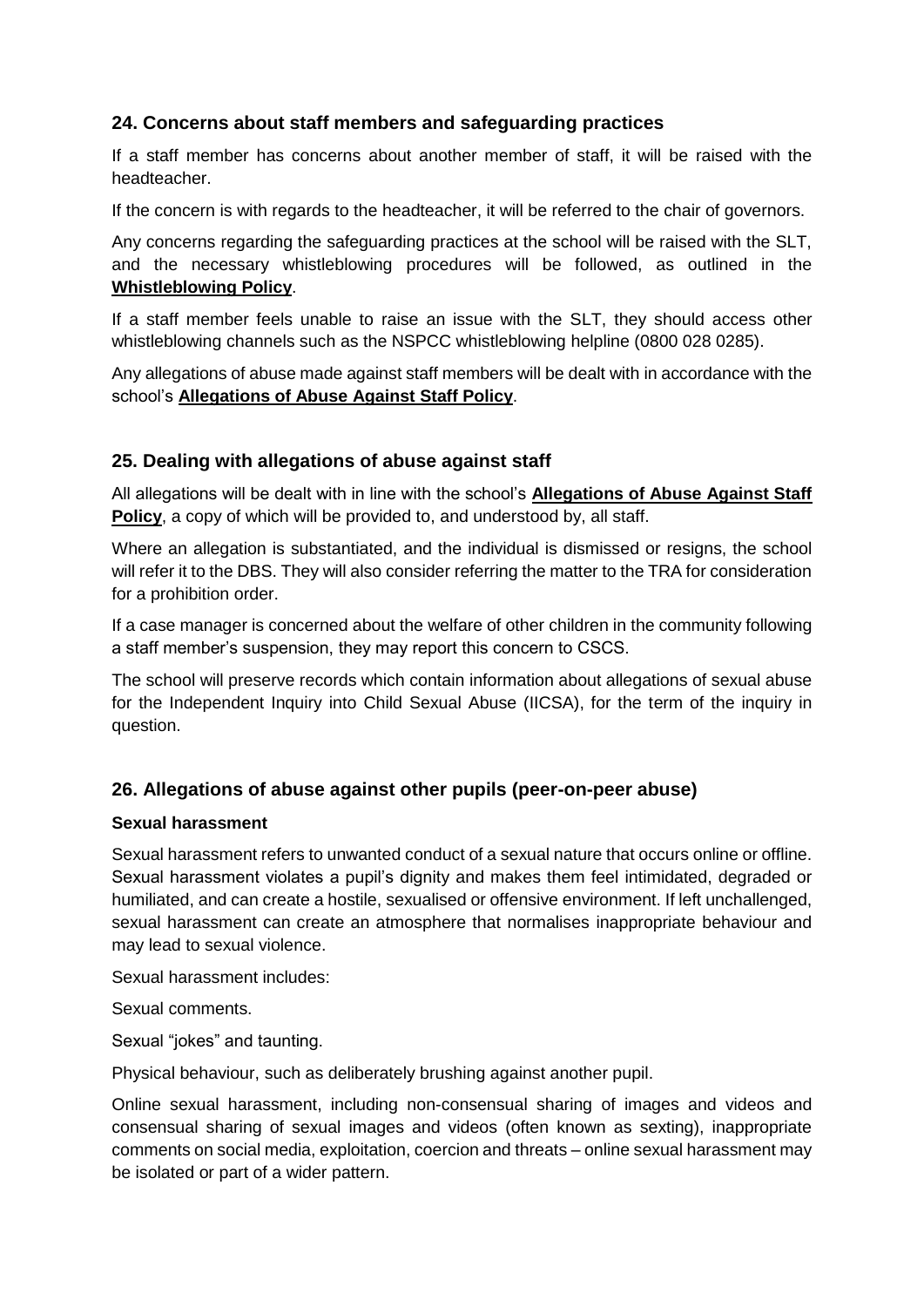## 24. Concerns about staff members and safeguarding practices

If a staff member has concerns about another member of staff, it will be raised with the headteacher.

If the concern is with regards to the headteacher, it will be referred to the chair of governors.

Any concerns regarding the safeguarding practices at the school will be raised with the SLT, and the necessary whistleblowing procedures will be followed, as outlined in the **Whistleblowing Policy**.

If a staff member feels unable to raise an issue with the SLT, they should access other whistleblowing channels such as the NSPCC whistleblowing helpline (0800 028 0285).

Any allegations of abuse made against staff members will be dealt with in accordance with the school's **Allegations of Abuse Against Staff Policy**.

## 25. Dealing with allegations of abuse against staff

All allegations will be dealt with in line with the school's **Allegations of Abuse Against Staff Policy**, a copy of which will be provided to, and understood by, all staff.

Where an allegation is substantiated, and the individual is dismissed or resigns, the school will refer it to the DBS. They will also consider referring the matter to the TRA for consideration for a prohibition order.

If a case manager is concerned about the welfare of other children in the community following a staff member's suspension, they may report this concern to CSCS.

The school will preserve records which contain information about allegations of sexual abuse for the Independent Inquiry into Child Sexual Abuse (IICSA), for the term of the inquiry in question.

## 26. Allegations of abuse against other pupils (peer-on-peer abuse)

**Sexual harassment**

Sexual harassment refers to unwanted conduct of a sexual nature that occurs online or offline. Sexual harassment violates a pupil's dignity and makes them feel intimidated, degraded or humiliated, and can create a hostile, sexualised or offensive environment. If left unchallenged, sexual harassment can create an atmosphere that normalises inappropriate behaviour and may lead to sexual violence.

Sexual harassment includes:

Sexual comments.

Sexual "jokes" and taunting.

Physical behaviour, such as deliberately brushing against another pupil.

Online sexual harassment, including non-consensual sharing of images and videos and consensual sharing of sexual images and videos (often known as sexting), inappropriate comments on social media, exploitation, coercion and threats – online sexual harassment may be isolated or part of a wider pattern.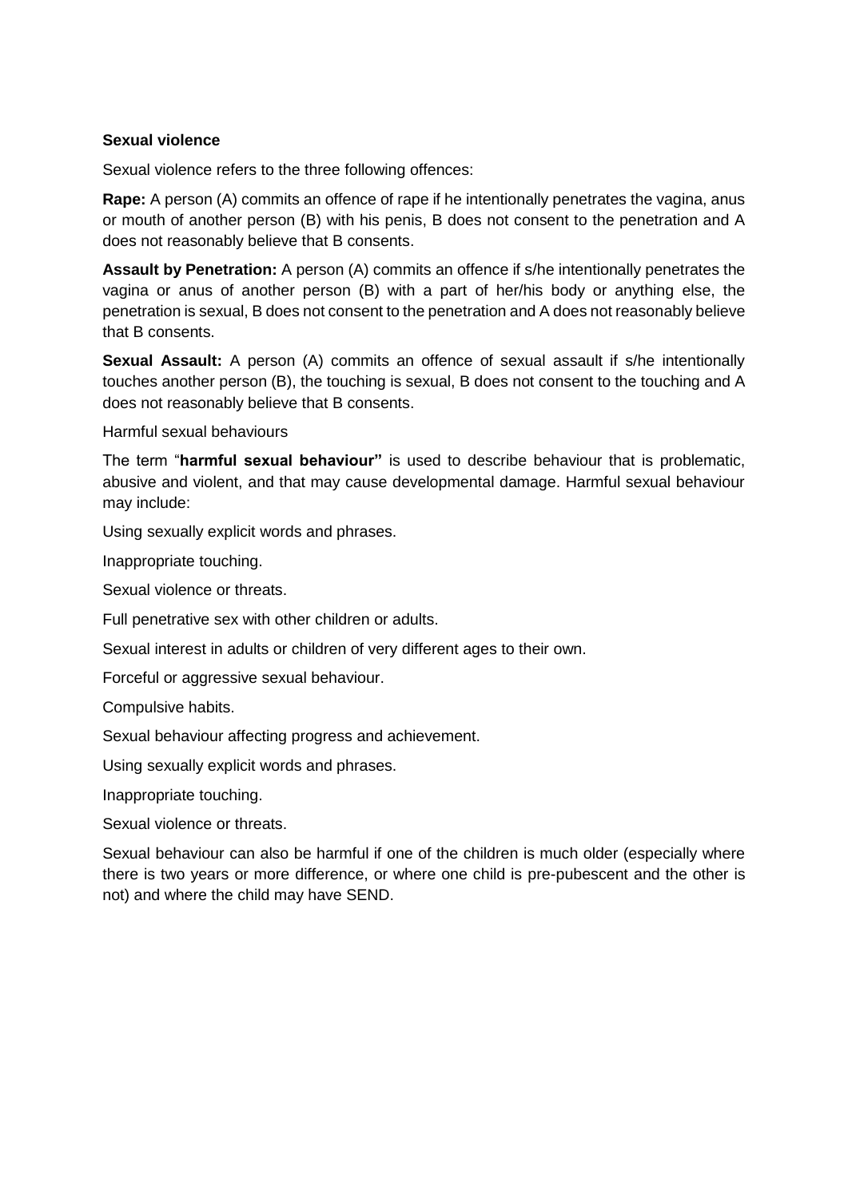**Sexual violence**

Sexual violence refers to the three following offences:

**Rape:** A person (A) commits an offence of rape if he intentionally penetrates the vagina, anus or mouth of another person (B) with his penis, B does not consent to the penetration and A does not reasonably believe that B consents.

**Assault by Penetration:** A person (A) commits an offence if s/he intentionally penetrates the vagina or anus of another person (B) with a part of her/his body or anything else, the penetration is sexual, B does not consent to the penetration and A does not reasonably believe that B consents.

**Sexual Assault:** A person (A) commits an offence of sexual assault if s/he intentionally touches another person (B), the touching is sexual, B does not consent to the touching and A does not reasonably believe that B consents.

Harmful sexual behaviours

The term "**harmful sexual behaviour"** is used to describe behaviour that is problematic, abusive and violent, and that may cause developmental damage. Harmful sexual behaviour may include:

Using sexually explicit words and phrases.

Inappropriate touching.

Sexual violence or threats.

Full penetrative sex with other children or adults.

Sexual interest in adults or children of very different ages to their own.

Forceful or aggressive sexual behaviour.

Compulsive habits.

Sexual behaviour affecting progress and achievement.

Using sexually explicit words and phrases.

Inappropriate touching.

Sexual violence or threats.

Sexual behaviour can also be harmful if one of the children is much older (especially where there is two years or more difference, or where one child is pre-pubescent and the other is not) and where the child may have SEND.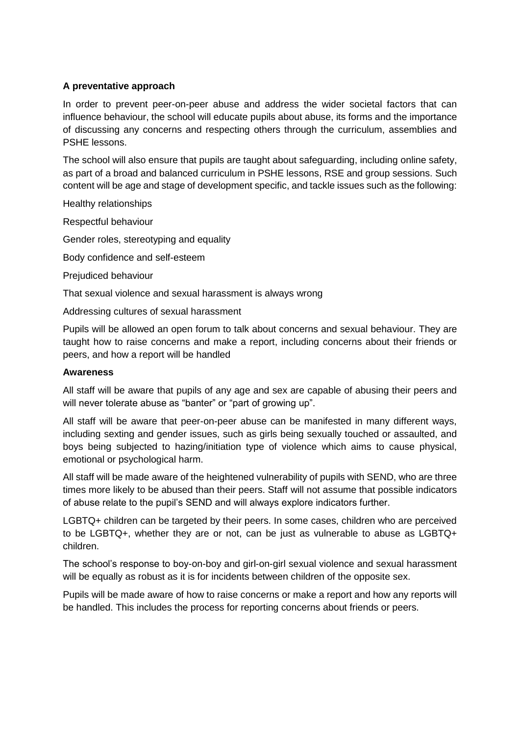**A preventative approach**

In order to prevent peer-on-peer abuse and address the wider societal factors that can influence behaviour, the school will educate pupils about abuse, its forms and the importance of discussing any concerns and respecting others through the curriculum, assemblies and PSHE lessons.

The school will also ensure that pupils are taught about safeguarding, including online safety, as part of a broad and balanced curriculum in PSHE lessons, RSE and group sessions. Such content will be age and stage of development specific, and tackle issues such as the following:

Healthy relationships

Respectful behaviour

Gender roles, stereotyping and equality

Body confidence and self-esteem

Prejudiced behaviour

That sexual violence and sexual harassment is always wrong

Addressing cultures of sexual harassment

Pupils will be allowed an open forum to talk about concerns and sexual behaviour. They are taught how to raise concerns and make a report, including concerns about their friends or peers, and how a report will be handled

**Awareness**

All staff will be aware that pupils of any age and sex are capable of abusing their peers and will never tolerate abuse as "banter" or "part of growing up".

All staff will be aware that peer-on-peer abuse can be manifested in many different ways, including sexting and gender issues, such as girls being sexually touched or assaulted, and boys being subjected to hazing/initiation type of violence which aims to cause physical, emotional or psychological harm.

All staff will be made aware of the heightened vulnerability of pupils with SEND, who are three times more likely to be abused than their peers. Staff will not assume that possible indicators of abuse relate to the pupil's SEND and will always explore indicators further.

LGBTQ+ children can be targeted by their peers. In some cases, children who are perceived to be LGBTQ+, whether they are or not, can be just as vulnerable to abuse as LGBTQ+ children.

The school's response to boy-on-boy and girl-on-girl sexual violence and sexual harassment will be equally as robust as it is for incidents between children of the opposite sex.

Pupils will be made aware of how to raise concerns or make a report and how any reports will be handled. This includes the process for reporting concerns about friends or peers.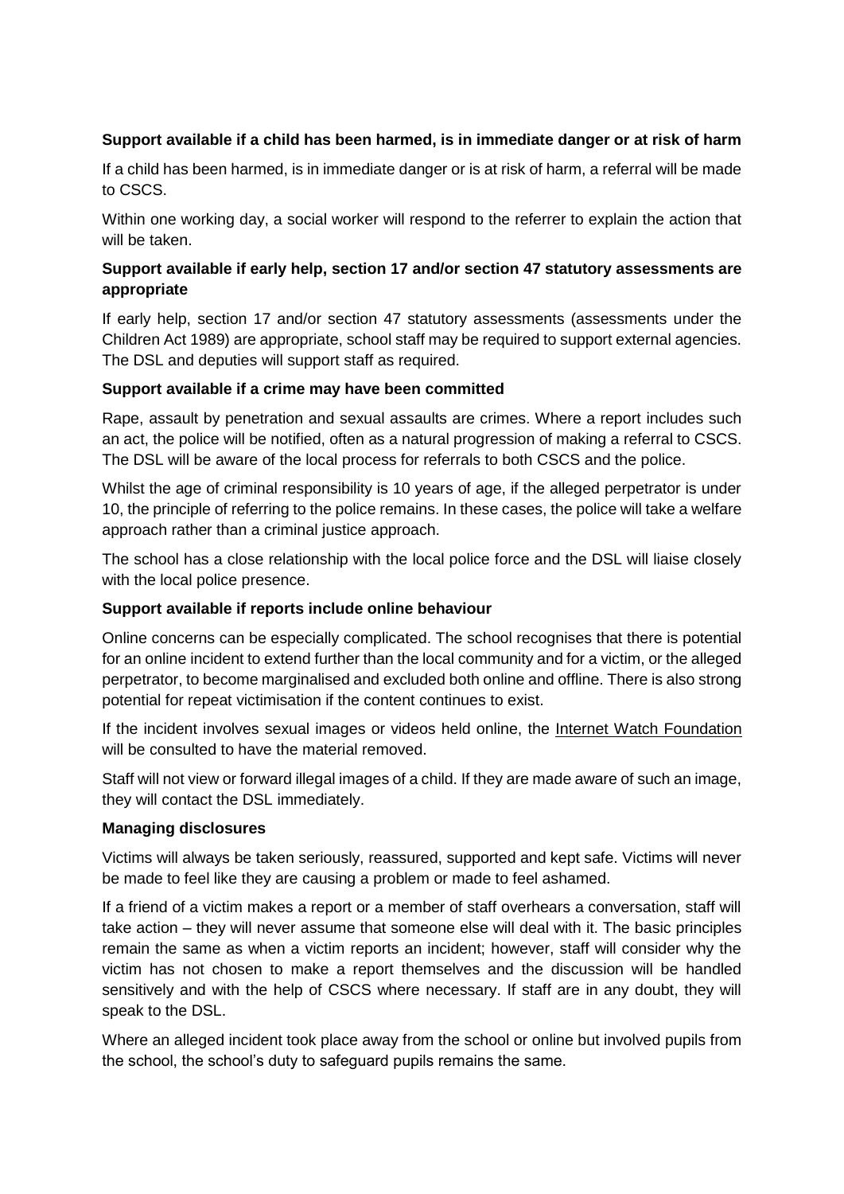**Support available if a child has been harmed, is in immediate danger or at risk of harm**

If a child has been harmed, is in immediate danger or is at risk of harm, a referral will be made to CSCS.

Within one working day, a social worker will respond to the referrer to explain the action that will be taken.

**Support available if early help, section 17 and/or section 47 statutory assessments are appropriate**

If early help, section 17 and/or section 47 statutory assessments (assessments under the Children Act 1989) are appropriate, school staff may be required to support external agencies. The DSL and deputies will support staff as required.

**Support available if a crime may have been committed**

Rape, assault by penetration and sexual assaults are crimes. Where a report includes such an act, the police will be notified, often as a natural progression of making a referral to CSCS. The DSL will be aware of the local process for referrals to both CSCS and the police.

Whilst the age of criminal responsibility is 10 years of age, if the alleged perpetrator is under 10, the principle of referring to the police remains. In these cases, the police will take a welfare approach rather than a criminal justice approach.

The school has a close relationship with the local police force and the DSL will liaise closely with the local police presence.

**Support available if reports include online behaviour**

Online concerns can be especially complicated. The school recognises that there is potential for an online incident to extend further than the local community and for a victim, or the alleged perpetrator, to become marginalised and excluded both online and offline. There is also strong potential for repeat victimisation if the content continues to exist.

If the incident involves sexual images or videos held online, the Internet Watch Foundation will be consulted to have the material removed.

Staff will not view or forward illegal images of a child. If they are made aware of such an image, they will contact the DSL immediately.

**Managing disclosures**

Victims will always be taken seriously, reassured, supported and kept safe. Victims will never be made to feel like they are causing a problem or made to feel ashamed.

If a friend of a victim makes a report or a member of staff overhears a conversation, staff will take action – they will never assume that someone else will deal with it. The basic principles remain the same as when a victim reports an incident; however, staff will consider why the victim has not chosen to make a report themselves and the discussion will be handled sensitively and with the help of CSCS where necessary. If staff are in any doubt, they will speak to the DSL.

Where an alleged incident took place away from the school or online but involved pupils from the school, the school's duty to safeguard pupils remains the same.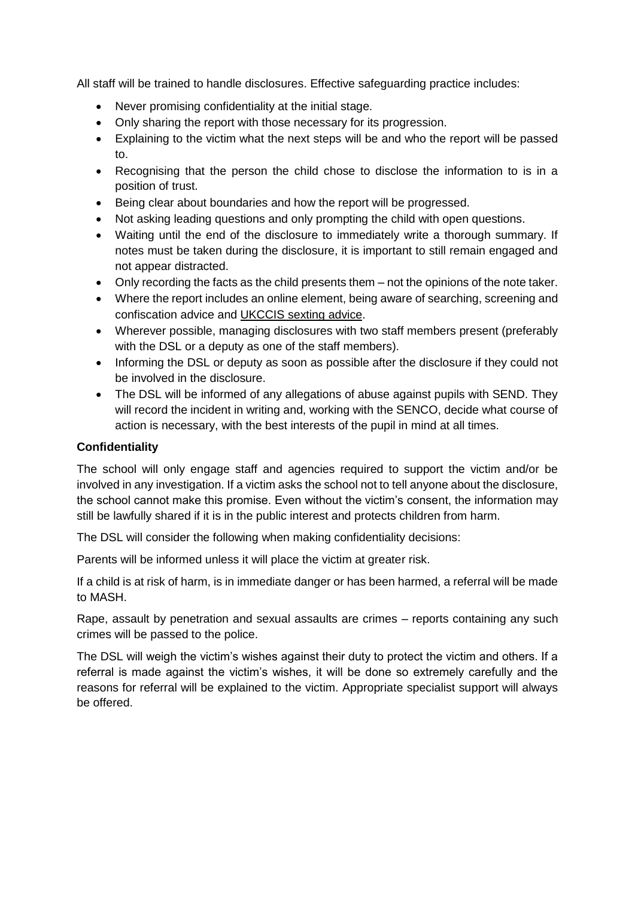All staff will be trained to handle disclosures. Effective safeguarding practice includes:

- Never promising confidentiality at the initial stage.
- Only sharing the report with those necessary for its progression.
- Explaining to the victim what the next steps will be and who the report will be passed to.
- Recognising that the person the child chose to disclose the information to is in a position of trust.
- Being clear about boundaries and how the report will be progressed.
- Not asking leading questions and only prompting the child with open questions.
- Waiting until the end of the disclosure to immediately write a thorough summary. If notes must be taken during the disclosure, it is important to still remain engaged and not appear distracted.
- Only recording the facts as the child presents them – not the opinions of the note taker.
- Where the report includes an online element, being aware of searching, screening and confiscation advice and UKCCIS sexting advice.
- Wherever possible, managing disclosures with two staff members present (preferably with the DSL or a deputy as one of the staff members).
- Informing the DSL or deputy as soon as possible after the disclosure if they could not be involved in the disclosure.
- The DSL will be informed of any allegations of abuse against pupils with SEND. They will record the incident in writing and, working with the SENCO, decide what course of action is necessary, with the best interests of the pupil in mind at all times.

**Confidentiality**

The school will only engage staff and agencies required to support the victim and/or be involved in any investigation. If a victim asks the school not to tell anyone about the disclosure, the school cannot make this promise. Even without the victim's consent, the information may still be lawfully shared if it is in the public interest and protects children from harm.

The DSL will consider the following when making confidentiality decisions:

Parents will be informed unless it will place the victim at greater risk.

If a child is at risk of harm, is in immediate danger or has been harmed, a referral will be made to MASH.

Rape, assault by penetration and sexual assaults are crimes – reports containing any such crimes will be passed to the police.

The DSL will weigh the victim's wishes against their duty to protect the victim and others. If a referral is made against the victim's wishes, it will be done so extremely carefully and the reasons for referral will be explained to the victim. Appropriate specialist support will always be offered.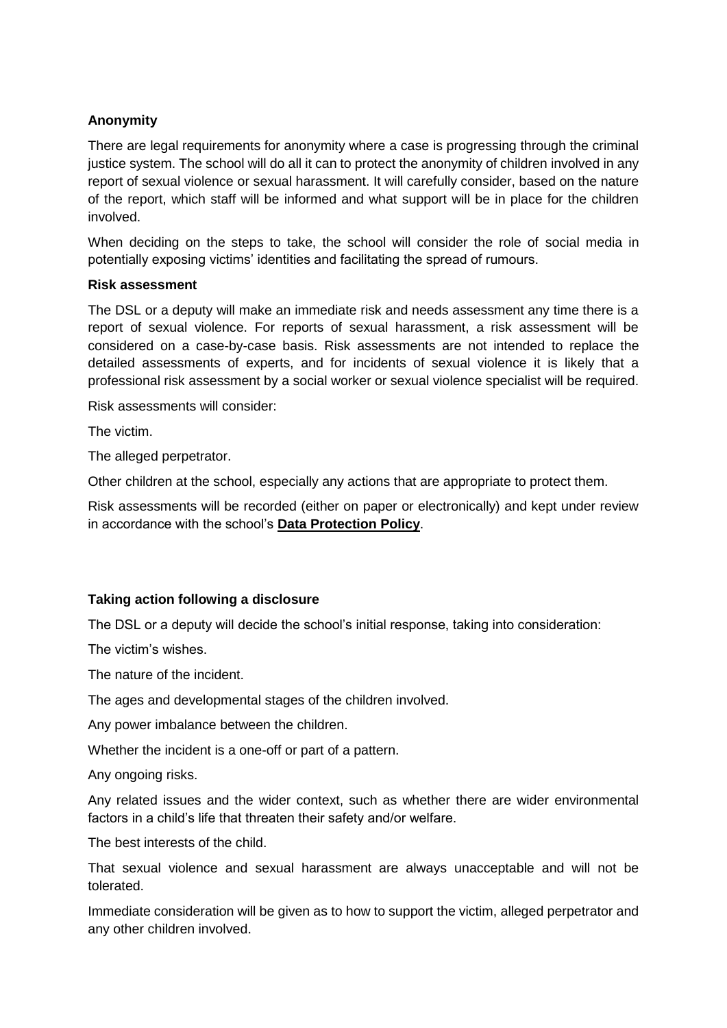**Anonymity**

There are legal requirements for anonymity where a case is progressing through the criminal justice system. The school will do all it can to protect the anonymity of children involved in any report of sexual violence or sexual harassment. It will carefully consider, based on the nature of the report, which staff will be informed and what support will be in place for the children involved.

When deciding on the steps to take, the school will consider the role of social media in potentially exposing victims' identities and facilitating the spread of rumours.

**Risk assessment**

The DSL or a deputy will make an immediate risk and needs assessment any time there is a report of sexual violence. For reports of sexual harassment, a risk assessment will be considered on a case-by-case basis. Risk assessments are not intended to replace the detailed assessments of experts, and for incidents of sexual violence it is likely that a professional risk assessment by a social worker or sexual violence specialist will be required.

Risk assessments will consider:

The victim.

The alleged perpetrator.

Other children at the school, especially any actions that are appropriate to protect them.

Risk assessments will be recorded (either on paper or electronically) and kept under review in accordance with the school's **Data Protection Policy**.

**Taking action following a disclosure**

The DSL or a deputy will decide the school's initial response, taking into consideration:

The victim's wishes.

The nature of the incident.

The ages and developmental stages of the children involved.

Any power imbalance between the children.

Whether the incident is a one-off or part of a pattern.

Any ongoing risks.

Any related issues and the wider context, such as whether there are wider environmental factors in a child's life that threaten their safety and/or welfare.

The best interests of the child.

That sexual violence and sexual harassment are always unacceptable and will not be tolerated.

Immediate consideration will be given as to how to support the victim, alleged perpetrator and any other children involved.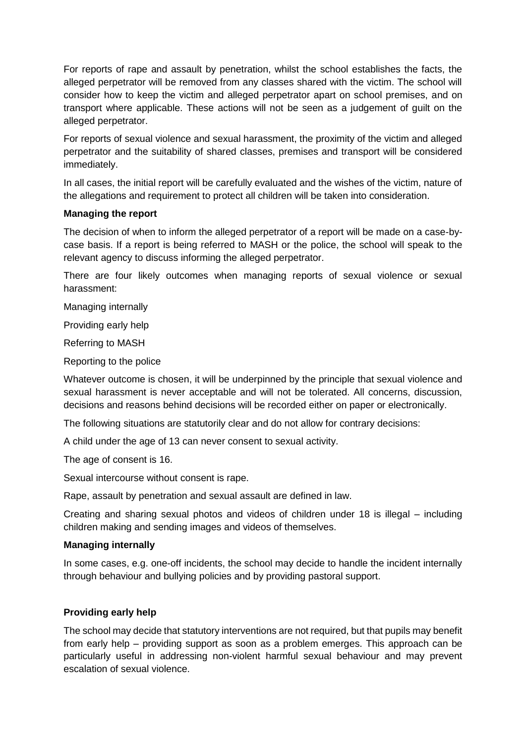For reports of rape and assault by penetration, whilst the school establishes the facts, the alleged perpetrator will be removed from any classes shared with the victim. The school will consider how to keep the victim and alleged perpetrator apart on school premises, and on transport where applicable. These actions will not be seen as a judgement of guilt on the alleged perpetrator.

For reports of sexual violence and sexual harassment, the proximity of the victim and alleged perpetrator and the suitability of shared classes, premises and transport will be considered immediately.

In all cases, the initial report will be carefully evaluated and the wishes of the victim, nature of the allegations and requirement to protect all children will be taken into consideration.

**Managing the report**

The decision of when to inform the alleged perpetrator of a report will be made on a case-by-case basis. If a report is being referred to MASH or the police, the school will speak to the relevant agency to discuss informing the alleged perpetrator.

There are four likely outcomes when managing reports of sexual violence or sexual harassment:

Managing internally

Providing early help

Referring to MASH

Reporting to the police

Whatever outcome is chosen, it will be underpinned by the principle that sexual violence and sexual harassment is never acceptable and will not be tolerated. All concerns, discussion, decisions and reasons behind decisions will be recorded either on paper or electronically.

The following situations are statutorily clear and do not allow for contrary decisions:

A child under the age of 13 can never consent to sexual activity.

The age of consent is 16.

Sexual intercourse without consent is rape.

Rape, assault by penetration and sexual assault are defined in law.

Creating and sharing sexual photos and videos of children under 18 is illegal – including children making and sending images and videos of themselves.

**Managing internally**

In some cases, e.g. one-off incidents, the school may decide to handle the incident internally through behaviour and bullying policies and by providing pastoral support.

**Providing early help**

The school may decide that statutory interventions are not required, but that pupils may benefit from early help – providing support as soon as a problem emerges. This approach can be particularly useful in addressing non-violent harmful sexual behaviour and may prevent escalation of sexual violence.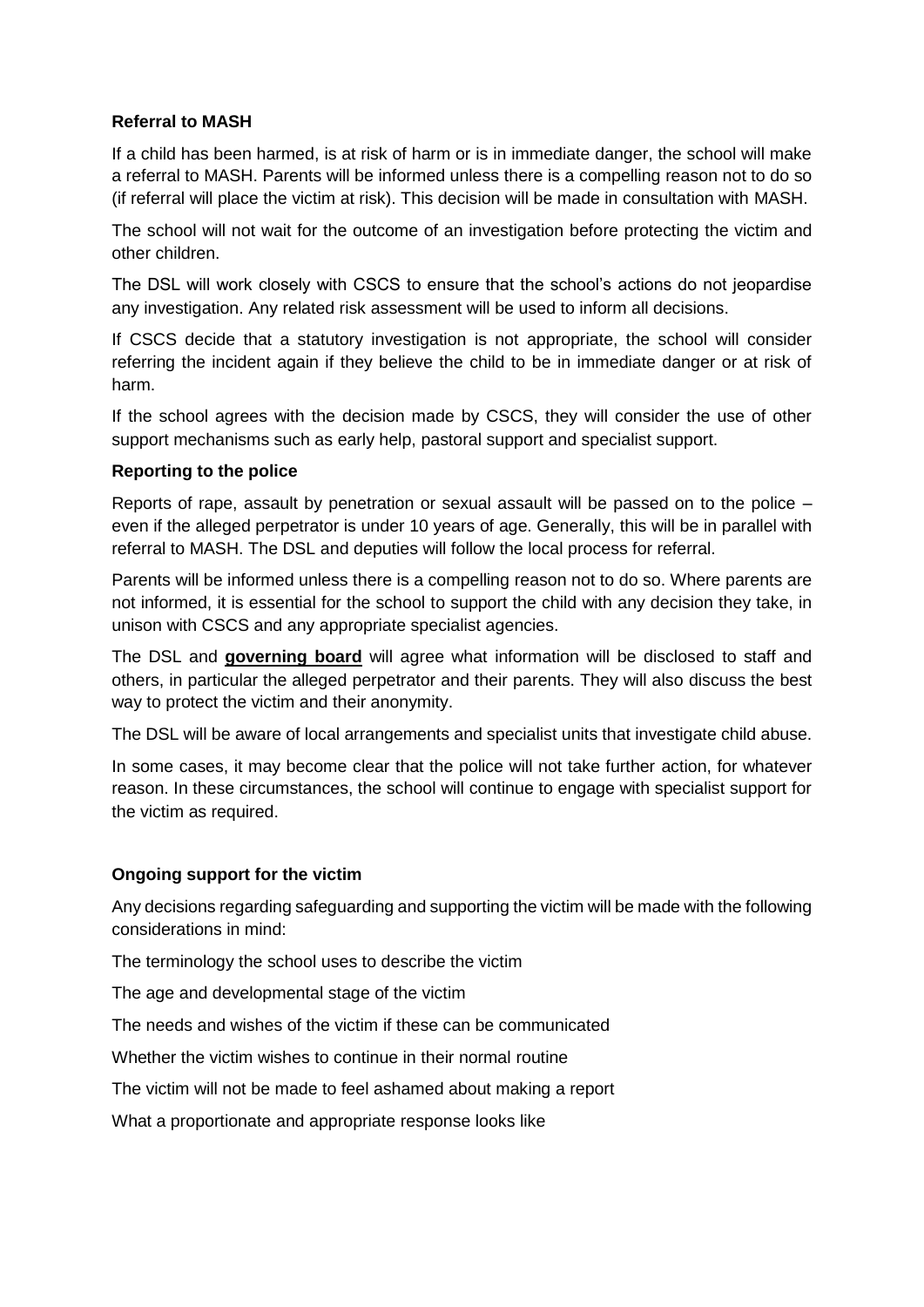**Referral to MASH**

If a child has been harmed, is at risk of harm or is in immediate danger, the school will make a referral to MASH. Parents will be informed unless there is a compelling reason not to do so (if referral will place the victim at risk). This decision will be made in consultation with MASH.

The school will not wait for the outcome of an investigation before protecting the victim and other children.

The DSL will work closely with CSCS to ensure that the school's actions do not jeopardise any investigation. Any related risk assessment will be used to inform all decisions.

If CSCS decide that a statutory investigation is not appropriate, the school will consider referring the incident again if they believe the child to be in immediate danger or at risk of harm.

If the school agrees with the decision made by CSCS, they will consider the use of other support mechanisms such as early help, pastoral support and specialist support.

**Reporting to the police**

Reports of rape, assault by penetration or sexual assault will be passed on to the police – even if the alleged perpetrator is under 10 years of age. Generally, this will be in parallel with referral to MASH. The DSL and deputies will follow the local process for referral.

Parents will be informed unless there is a compelling reason not to do so. Where parents are not informed, it is essential for the school to support the child with any decision they take, in unison with CSCS and any appropriate specialist agencies.

The DSL and **governing board** will agree what information will be disclosed to staff and others, in particular the alleged perpetrator and their parents. They will also discuss the best way to protect the victim and their anonymity.

The DSL will be aware of local arrangements and specialist units that investigate child abuse.

In some cases, it may become clear that the police will not take further action, for whatever reason. In these circumstances, the school will continue to engage with specialist support for the victim as required.

**Ongoing support for the victim**

Any decisions regarding safeguarding and supporting the victim will be made with the following considerations in mind:

The terminology the school uses to describe the victim

The age and developmental stage of the victim

The needs and wishes of the victim if these can be communicated

Whether the victim wishes to continue in their normal routine

The victim will not be made to feel ashamed about making a report

What a proportionate and appropriate response looks like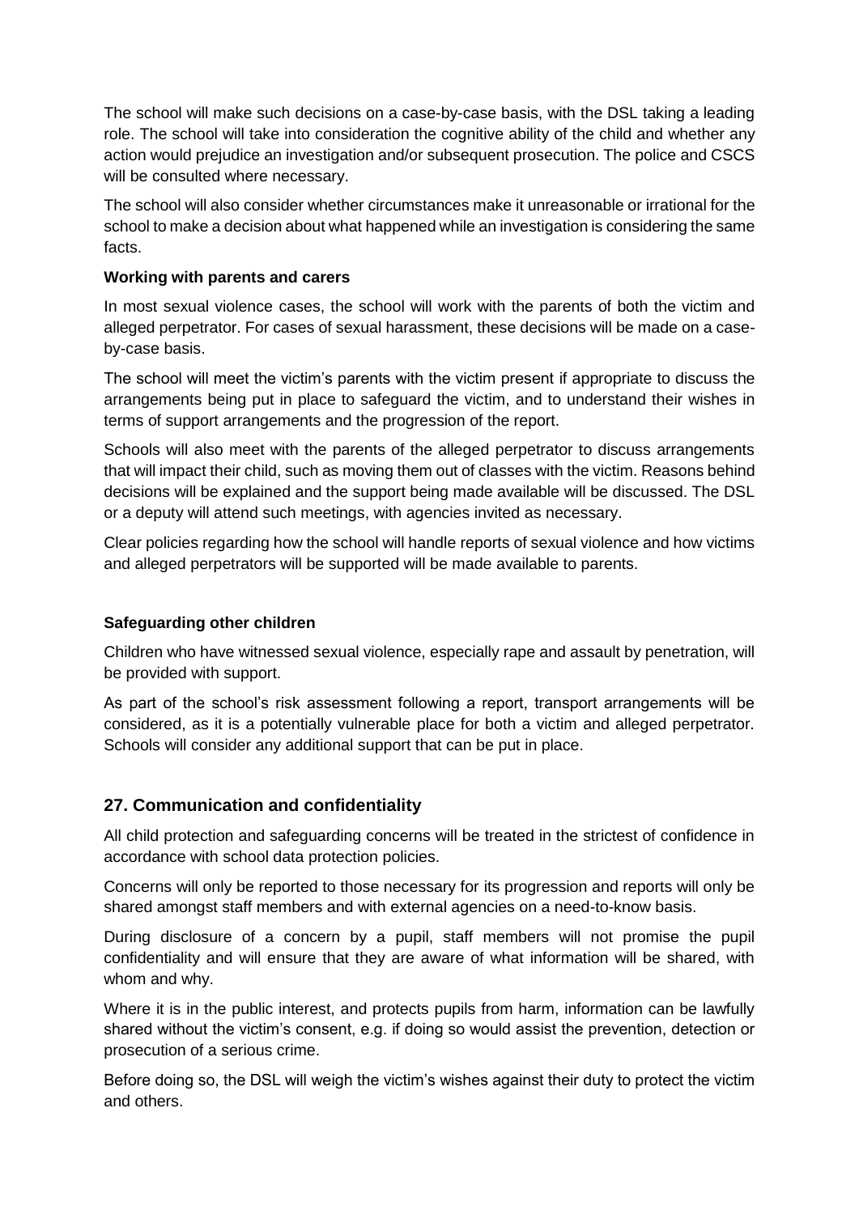The school will make such decisions on a case-by-case basis, with the DSL taking a leading role. The school will take into consideration the cognitive ability of the child and whether any action would prejudice an investigation and/or subsequent prosecution. The police and CSCS will be consulted where necessary.

The school will also consider whether circumstances make it unreasonable or irrational for the school to make a decision about what happened while an investigation is considering the same facts.

**Working with parents and carers**

In most sexual violence cases, the school will work with the parents of both the victim and alleged perpetrator. For cases of sexual harassment, these decisions will be made on a case-by-case basis.

The school will meet the victim's parents with the victim present if appropriate to discuss the arrangements being put in place to safeguard the victim, and to understand their wishes in terms of support arrangements and the progression of the report.

Schools will also meet with the parents of the alleged perpetrator to discuss arrangements that will impact their child, such as moving them out of classes with the victim. Reasons behind decisions will be explained and the support being made available will be discussed. The DSL or a deputy will attend such meetings, with agencies invited as necessary.

Clear policies regarding how the school will handle reports of sexual violence and how victims and alleged perpetrators will be supported will be made available to parents.

**Safeguarding other children**

Children who have witnessed sexual violence, especially rape and assault by penetration, will be provided with support.

As part of the school's risk assessment following a report, transport arrangements will be considered, as it is a potentially vulnerable place for both a victim and alleged perpetrator. Schools will consider any additional support that can be put in place.

## 27. Communication and confidentiality

All child protection and safeguarding concerns will be treated in the strictest of confidence in accordance with school data protection policies.

Concerns will only be reported to those necessary for its progression and reports will only be shared amongst staff members and with external agencies on a need-to-know basis.

During disclosure of a concern by a pupil, staff members will not promise the pupil confidentiality and will ensure that they are aware of what information will be shared, with whom and why.

Where it is in the public interest, and protects pupils from harm, information can be lawfully shared without the victim's consent, e.g. if doing so would assist the prevention, detection or prosecution of a serious crime.

Before doing so, the DSL will weigh the victim's wishes against their duty to protect the victim and others.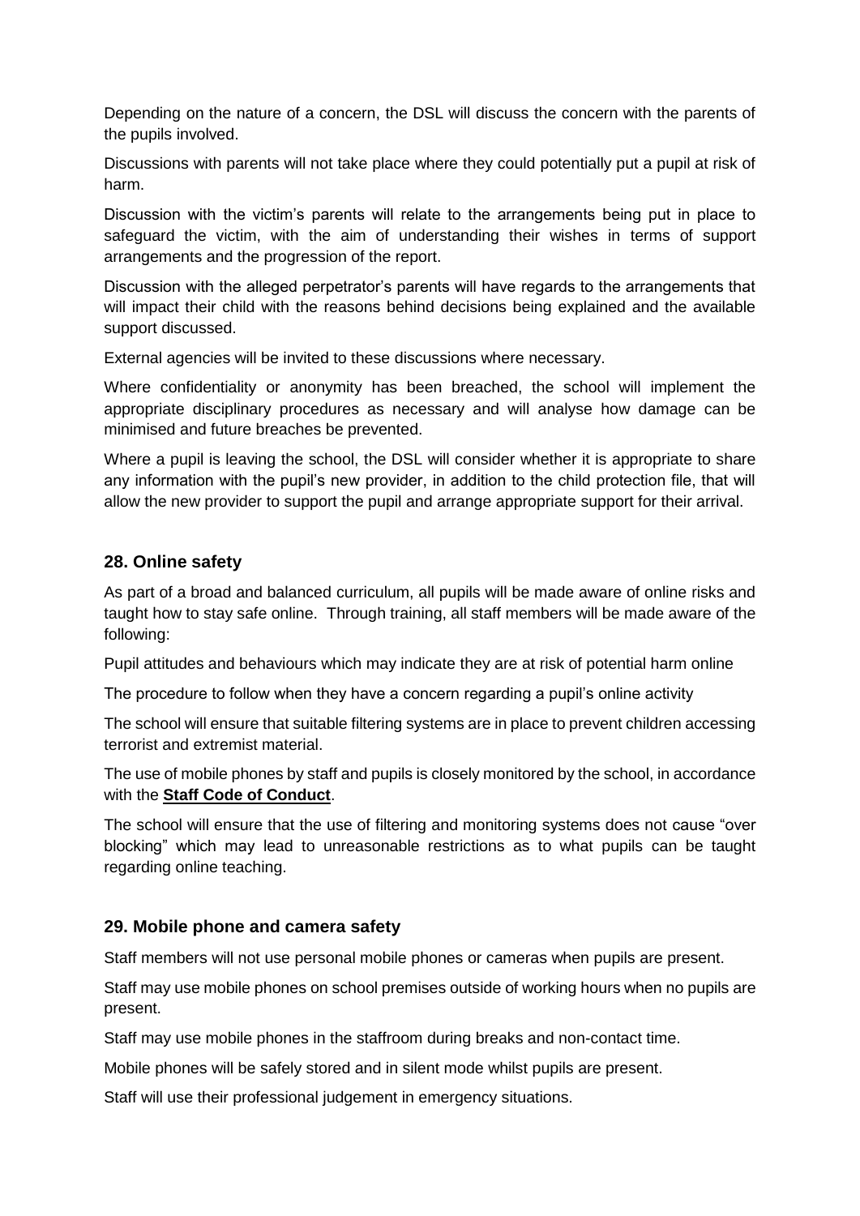Depending on the nature of a concern, the DSL will discuss the concern with the parents of the pupils involved.

Discussions with parents will not take place where they could potentially put a pupil at risk of harm.

Discussion with the victim's parents will relate to the arrangements being put in place to safeguard the victim, with the aim of understanding their wishes in terms of support arrangements and the progression of the report.

Discussion with the alleged perpetrator's parents will have regards to the arrangements that will impact their child with the reasons behind decisions being explained and the available support discussed.

External agencies will be invited to these discussions where necessary.

Where confidentiality or anonymity has been breached, the school will implement the appropriate disciplinary procedures as necessary and will analyse how damage can be minimised and future breaches be prevented.

Where a pupil is leaving the school, the DSL will consider whether it is appropriate to share any information with the pupil's new provider, in addition to the child protection file, that will allow the new provider to support the pupil and arrange appropriate support for their arrival.

## 28. Online safety

As part of a broad and balanced curriculum, all pupils will be made aware of online risks and taught how to stay safe online. Through training, all staff members will be made aware of the following:

Pupil attitudes and behaviours which may indicate they are at risk of potential harm online

The procedure to follow when they have a concern regarding a pupil's online activity

The school will ensure that suitable filtering systems are in place to prevent children accessing terrorist and extremist material.

The use of mobile phones by staff and pupils is closely monitored by the school, in accordance with the **Staff Code of Conduct**.

The school will ensure that the use of filtering and monitoring systems does not cause "over blocking" which may lead to unreasonable restrictions as to what pupils can be taught regarding online teaching.

## 29. Mobile phone and camera safety

Staff members will not use personal mobile phones or cameras when pupils are present.

Staff may use mobile phones on school premises outside of working hours when no pupils are present.

Staff may use mobile phones in the staffroom during breaks and non-contact time.

Mobile phones will be safely stored and in silent mode whilst pupils are present.

Staff will use their professional judgement in emergency situations.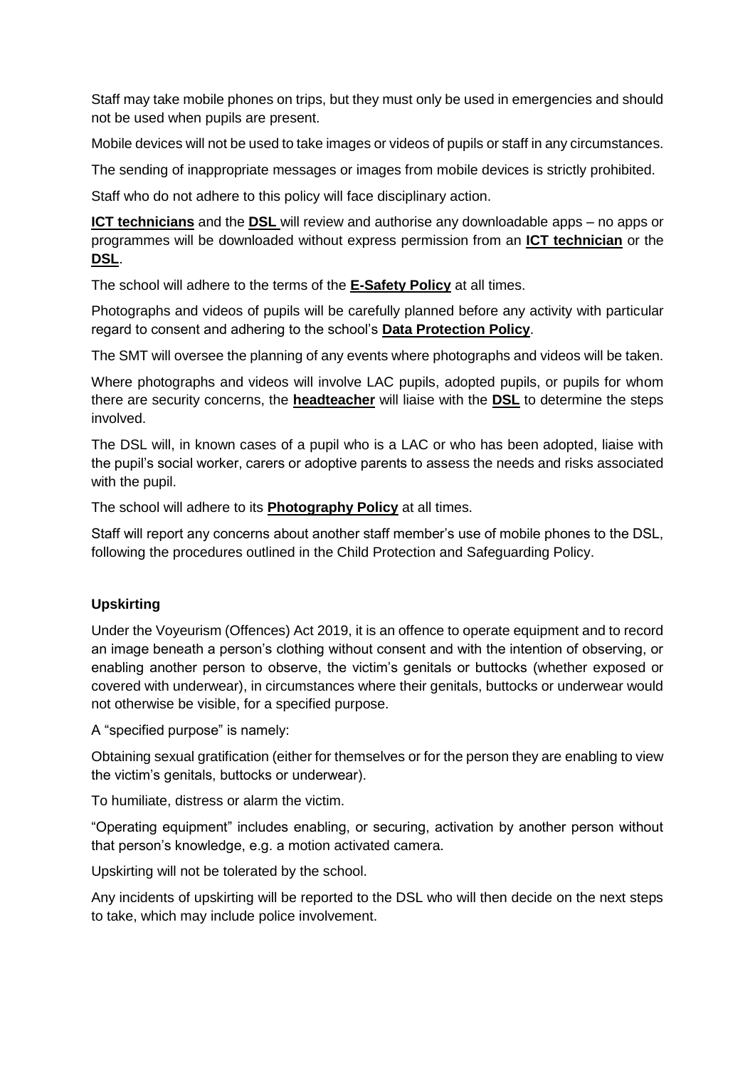Staff may take mobile phones on trips, but they must only be used in emergencies and should not be used when pupils are present.

Mobile devices will not be used to take images or videos of pupils or staff in any circumstances.

The sending of inappropriate messages or images from mobile devices is strictly prohibited.

Staff who do not adhere to this policy will face disciplinary action.

**ICT technicians** and the **DSL** will review and authorise any downloadable apps – no apps or programmes will be downloaded without express permission from an **ICT technician** or the **DSL**.

The school will adhere to the terms of the **E-Safety Policy** at all times.

Photographs and videos of pupils will be carefully planned before any activity with particular regard to consent and adhering to the school's **Data Protection Policy**.

The SMT will oversee the planning of any events where photographs and videos will be taken.

Where photographs and videos will involve LAC pupils, adopted pupils, or pupils for whom there are security concerns, the **headteacher** will liaise with the **DSL** to determine the steps involved.

The DSL will, in known cases of a pupil who is a LAC or who has been adopted, liaise with the pupil's social worker, carers or adoptive parents to assess the needs and risks associated with the pupil.

The school will adhere to its **Photography Policy** at all times.

Staff will report any concerns about another staff member's use of mobile phones to the DSL, following the procedures outlined in the Child Protection and Safeguarding Policy.

**Upskirting**

Under the Voyeurism (Offences) Act 2019, it is an offence to operate equipment and to record an image beneath a person's clothing without consent and with the intention of observing, or enabling another person to observe, the victim's genitals or buttocks (whether exposed or covered with underwear), in circumstances where their genitals, buttocks or underwear would not otherwise be visible, for a specified purpose.

A "specified purpose" is namely:

Obtaining sexual gratification (either for themselves or for the person they are enabling to view the victim's genitals, buttocks or underwear).

To humiliate, distress or alarm the victim.

"Operating equipment" includes enabling, or securing, activation by another person without that person's knowledge, e.g. a motion activated camera.

Upskirting will not be tolerated by the school.

Any incidents of upskirting will be reported to the DSL who will then decide on the next steps to take, which may include police involvement.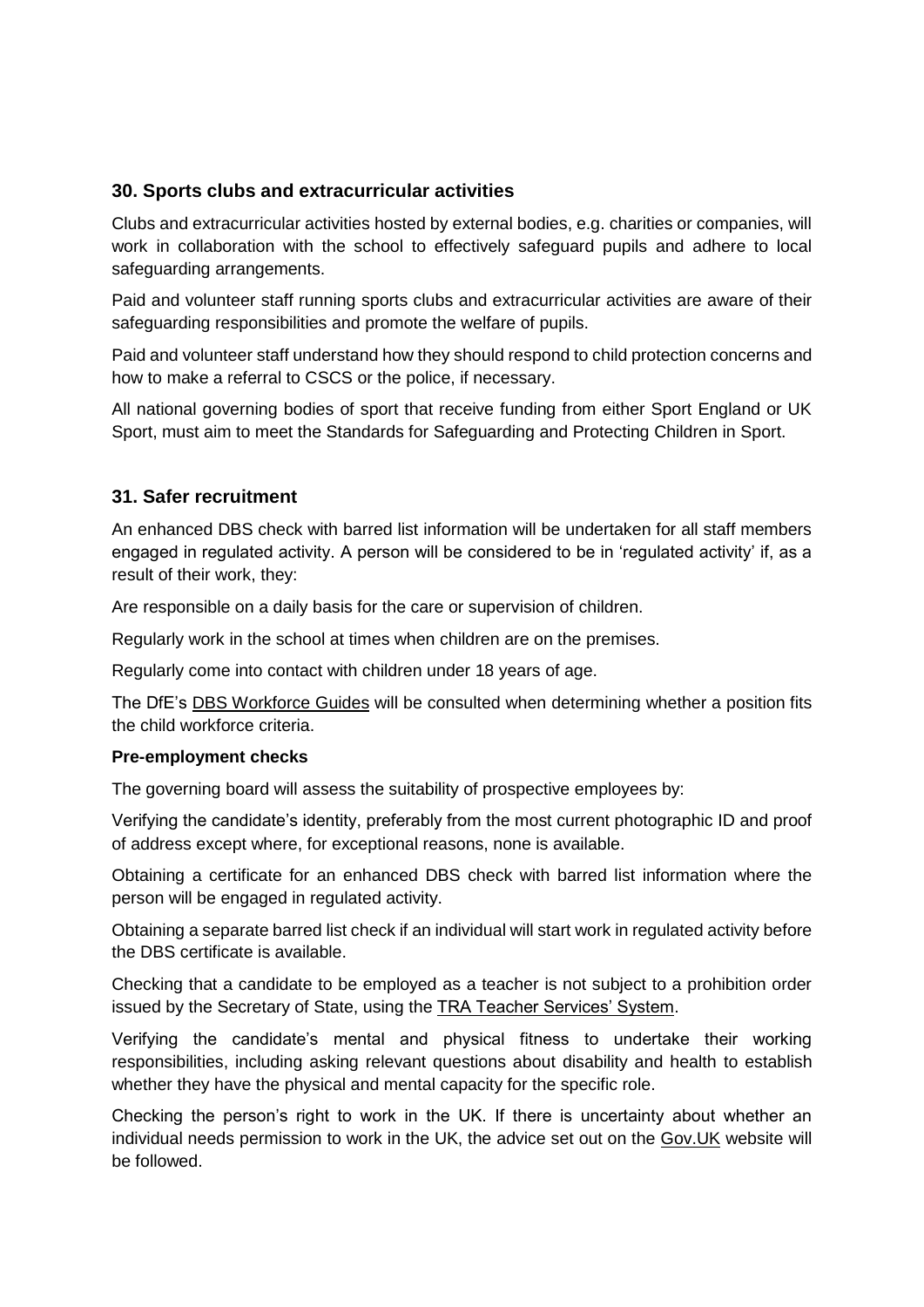## 30. Sports clubs and extracurricular activities

Clubs and extracurricular activities hosted by external bodies, e.g. charities or companies, will work in collaboration with the school to effectively safeguard pupils and adhere to local safeguarding arrangements.

Paid and volunteer staff running sports clubs and extracurricular activities are aware of their safeguarding responsibilities and promote the welfare of pupils.

Paid and volunteer staff understand how they should respond to child protection concerns and how to make a referral to CSCS or the police, if necessary.

All national governing bodies of sport that receive funding from either Sport England or UK Sport, must aim to meet the Standards for Safeguarding and Protecting Children in Sport.

## 31. Safer recruitment

An enhanced DBS check with barred list information will be undertaken for all staff members engaged in regulated activity. A person will be considered to be in 'regulated activity' if, as a result of their work, they:

Are responsible on a daily basis for the care or supervision of children.

Regularly work in the school at times when children are on the premises.

Regularly come into contact with children under 18 years of age.

The DfE's DBS Workforce Guides will be consulted when determining whether a position fits the child workforce criteria.

**Pre-employment checks**

The governing board will assess the suitability of prospective employees by:

Verifying the candidate's identity, preferably from the most current photographic ID and proof of address except where, for exceptional reasons, none is available.

Obtaining a certificate for an enhanced DBS check with barred list information where the person will be engaged in regulated activity.

Obtaining a separate barred list check if an individual will start work in regulated activity before the DBS certificate is available.

Checking that a candidate to be employed as a teacher is not subject to a prohibition order issued by the Secretary of State, using the TRA Teacher Services' System.

Verifying the candidate's mental and physical fitness to undertake their working responsibilities, including asking relevant questions about disability and health to establish whether they have the physical and mental capacity for the specific role.

Checking the person's right to work in the UK. If there is uncertainty about whether an individual needs permission to work in the UK, the advice set out on the Gov.UK website will be followed.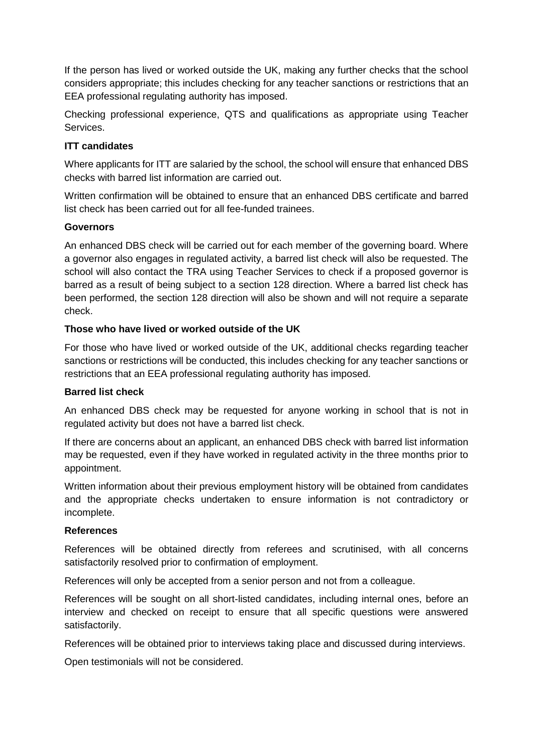If the person has lived or worked outside the UK, making any further checks that the school considers appropriate; this includes checking for any teacher sanctions or restrictions that an EEA professional regulating authority has imposed.

Checking professional experience, QTS and qualifications as appropriate using Teacher Services.

**ITT candidates**

Where applicants for ITT are salaried by the school, the school will ensure that enhanced DBS checks with barred list information are carried out.

Written confirmation will be obtained to ensure that an enhanced DBS certificate and barred list check has been carried out for all fee-funded trainees.

**Governors**

An enhanced DBS check will be carried out for each member of the governing board. Where a governor also engages in regulated activity, a barred list check will also be requested. The school will also contact the TRA using Teacher Services to check if a proposed governor is barred as a result of being subject to a section 128 direction. Where a barred list check has been performed, the section 128 direction will also be shown and will not require a separate check.

**Those who have lived or worked outside of the UK**

For those who have lived or worked outside of the UK, additional checks regarding teacher sanctions or restrictions will be conducted, this includes checking for any teacher sanctions or restrictions that an EEA professional regulating authority has imposed.

**Barred list check**

An enhanced DBS check may be requested for anyone working in school that is not in regulated activity but does not have a barred list check.

If there are concerns about an applicant, an enhanced DBS check with barred list information may be requested, even if they have worked in regulated activity in the three months prior to appointment.

Written information about their previous employment history will be obtained from candidates and the appropriate checks undertaken to ensure information is not contradictory or incomplete.

**References**

References will be obtained directly from referees and scrutinised, with all concerns satisfactorily resolved prior to confirmation of employment.

References will only be accepted from a senior person and not from a colleague.

References will be sought on all short-listed candidates, including internal ones, before an interview and checked on receipt to ensure that all specific questions were answered satisfactorily.

References will be obtained prior to interviews taking place and discussed during interviews.

Open testimonials will not be considered.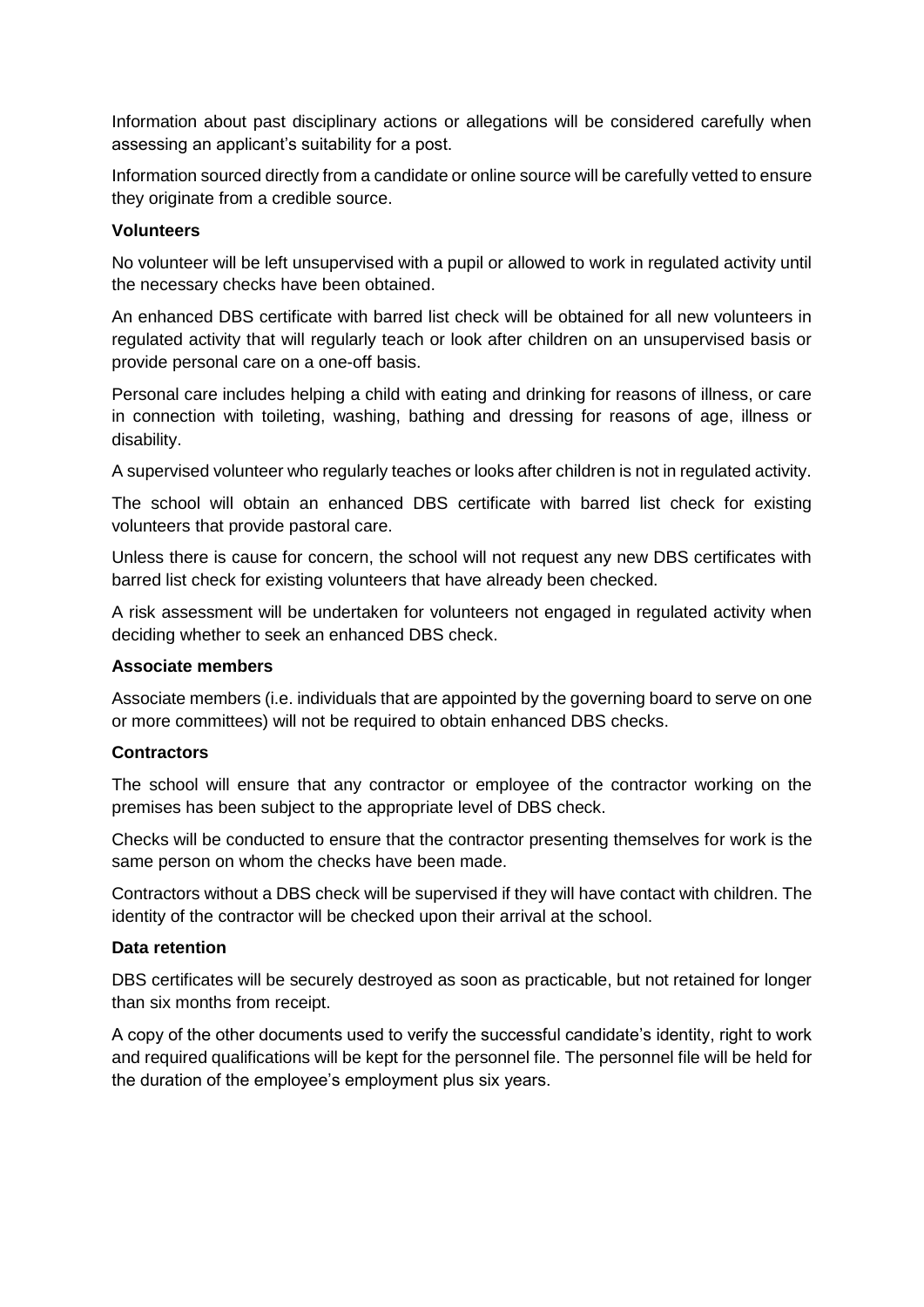Information about past disciplinary actions or allegations will be considered carefully when assessing an applicant's suitability for a post.

Information sourced directly from a candidate or online source will be carefully vetted to ensure they originate from a credible source.

**Volunteers**

No volunteer will be left unsupervised with a pupil or allowed to work in regulated activity until the necessary checks have been obtained.

An enhanced DBS certificate with barred list check will be obtained for all new volunteers in regulated activity that will regularly teach or look after children on an unsupervised basis or provide personal care on a one-off basis.

Personal care includes helping a child with eating and drinking for reasons of illness, or care in connection with toileting, washing, bathing and dressing for reasons of age, illness or disability.

A supervised volunteer who regularly teaches or looks after children is not in regulated activity.

The school will obtain an enhanced DBS certificate with barred list check for existing volunteers that provide pastoral care.

Unless there is cause for concern, the school will not request any new DBS certificates with barred list check for existing volunteers that have already been checked.

A risk assessment will be undertaken for volunteers not engaged in regulated activity when deciding whether to seek an enhanced DBS check.

**Associate members**

Associate members (i.e. individuals that are appointed by the governing board to serve on one or more committees) will not be required to obtain enhanced DBS checks.

**Contractors**

The school will ensure that any contractor or employee of the contractor working on the premises has been subject to the appropriate level of DBS check.

Checks will be conducted to ensure that the contractor presenting themselves for work is the same person on whom the checks have been made.

Contractors without a DBS check will be supervised if they will have contact with children. The identity of the contractor will be checked upon their arrival at the school.

**Data retention**

DBS certificates will be securely destroyed as soon as practicable, but not retained for longer than six months from receipt.

A copy of the other documents used to verify the successful candidate's identity, right to work and required qualifications will be kept for the personnel file. The personnel file will be held for the duration of the employee's employment plus six years.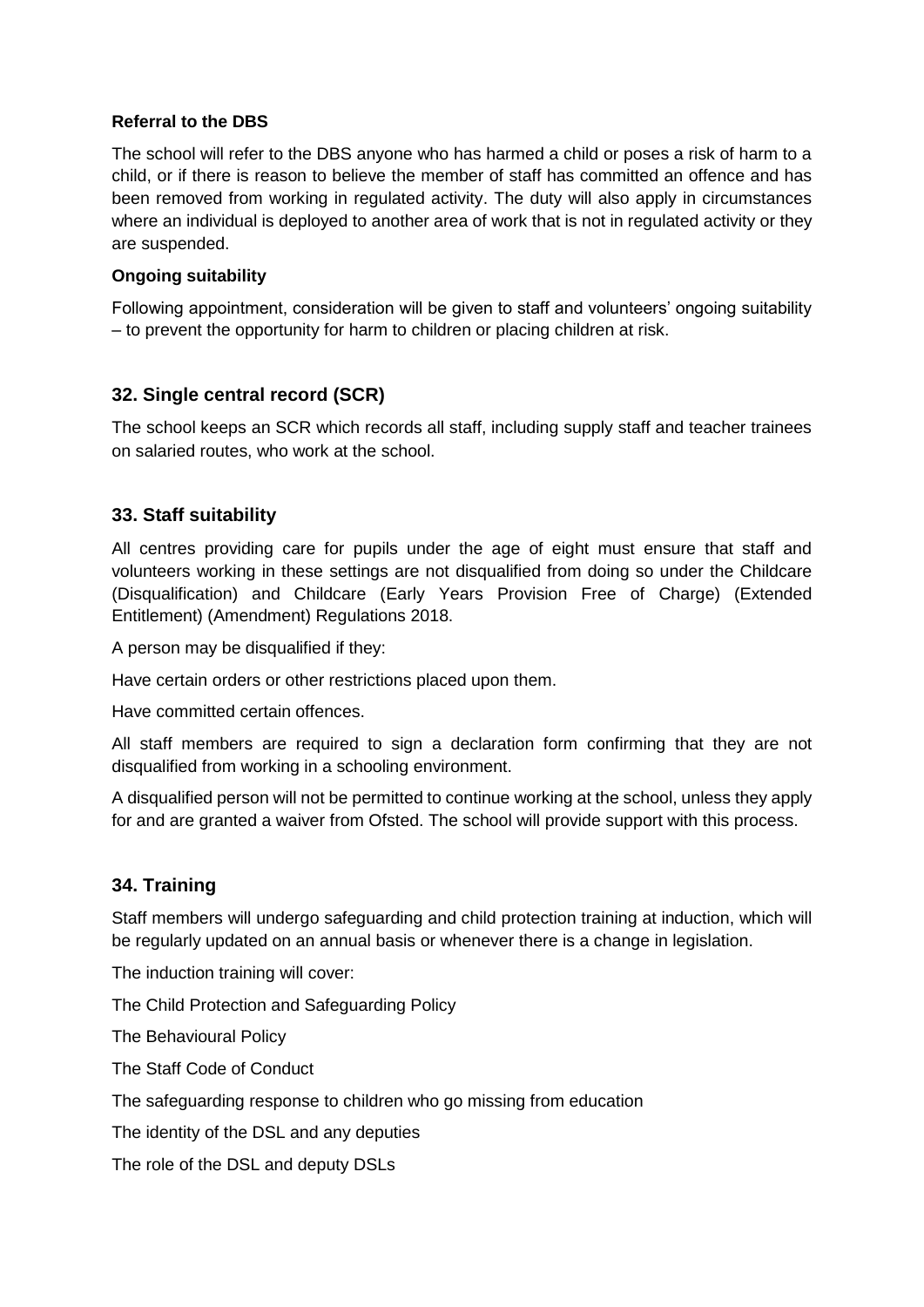**Referral to the DBS**

The school will refer to the DBS anyone who has harmed a child or poses a risk of harm to a child, or if there is reason to believe the member of staff has committed an offence and has been removed from working in regulated activity. The duty will also apply in circumstances where an individual is deployed to another area of work that is not in regulated activity or they are suspended.

**Ongoing suitability**

Following appointment, consideration will be given to staff and volunteers' ongoing suitability – to prevent the opportunity for harm to children or placing children at risk.

## 32. Single central record (SCR)

The school keeps an SCR which records all staff, including supply staff and teacher trainees on salaried routes, who work at the school.

## 33. Staff suitability

All centres providing care for pupils under the age of eight must ensure that staff and volunteers working in these settings are not disqualified from doing so under the Childcare (Disqualification) and Childcare (Early Years Provision Free of Charge) (Extended Entitlement) (Amendment) Regulations 2018.

A person may be disqualified if they:

Have certain orders or other restrictions placed upon them.

Have committed certain offences.

All staff members are required to sign a declaration form confirming that they are not disqualified from working in a schooling environment.

A disqualified person will not be permitted to continue working at the school, unless they apply for and are granted a waiver from Ofsted. The school will provide support with this process.

## 34. Training

Staff members will undergo safeguarding and child protection training at induction, which will be regularly updated on an annual basis or whenever there is a change in legislation.

The induction training will cover:

The Child Protection and Safeguarding Policy

The Behavioural Policy

The Staff Code of Conduct

The safeguarding response to children who go missing from education

The identity of the DSL and any deputies

The role of the DSL and deputy DSLs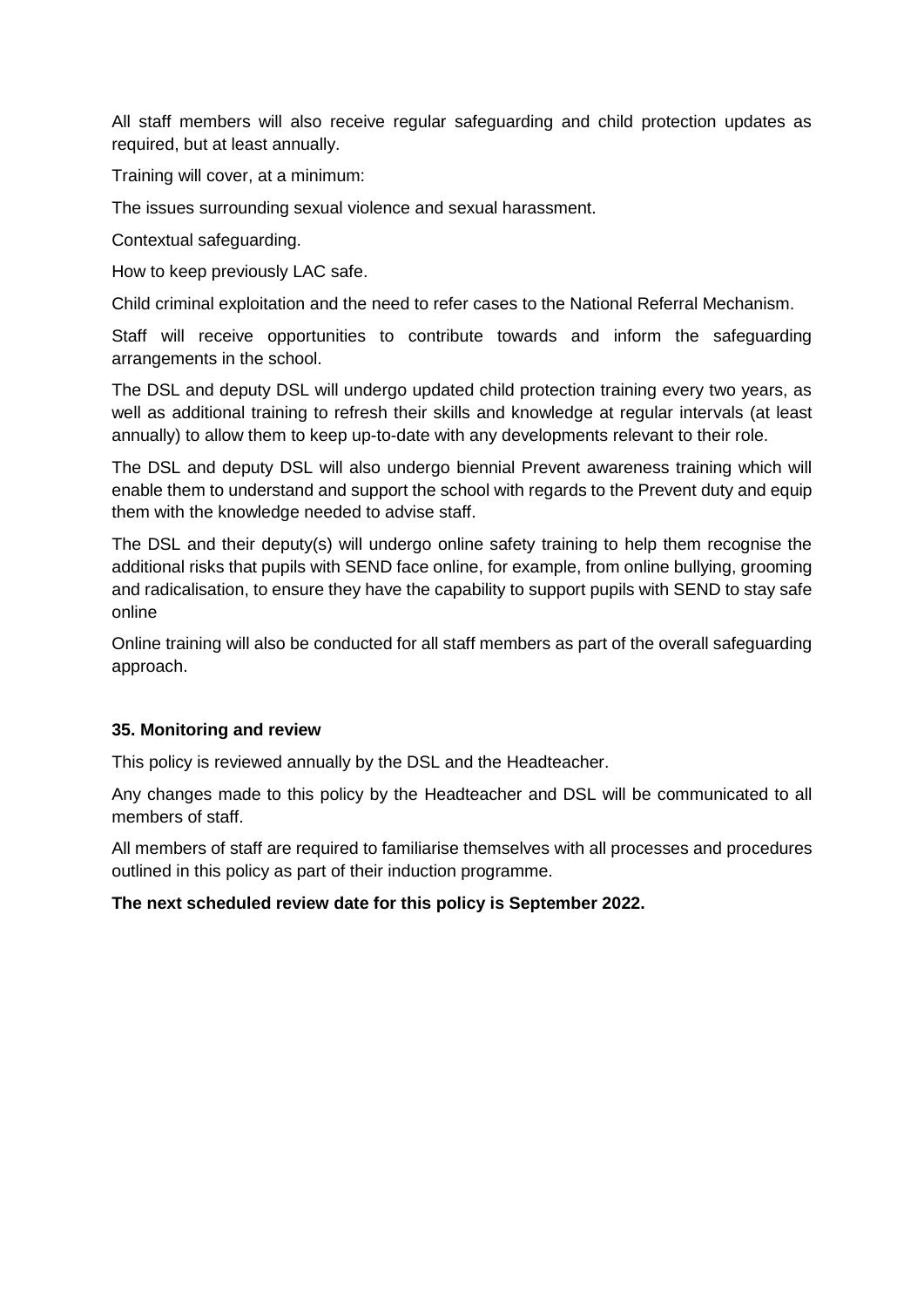All staff members will also receive regular safeguarding and child protection updates as required, but at least annually.

Training will cover, at a minimum:

The issues surrounding sexual violence and sexual harassment.

Contextual safeguarding.

How to keep previously LAC safe.

Child criminal exploitation and the need to refer cases to the National Referral Mechanism.

Staff will receive opportunities to contribute towards and inform the safeguarding arrangements in the school.

The DSL and deputy DSL will undergo updated child protection training every two years, as well as additional training to refresh their skills and knowledge at regular intervals (at least annually) to allow them to keep up-to-date with any developments relevant to their role.

The DSL and deputy DSL will also undergo biennial Prevent awareness training which will enable them to understand and support the school with regards to the Prevent duty and equip them with the knowledge needed to advise staff.

The DSL and their deputy(s) will undergo online safety training to help them recognise the additional risks that pupils with SEND face online, for example, from online bullying, grooming and radicalisation, to ensure they have the capability to support pupils with SEND to stay safe online

Online training will also be conducted for all staff members as part of the overall safeguarding approach.

**35. Monitoring and review**

This policy is reviewed annually by the DSL and the Headteacher.

Any changes made to this policy by the Headteacher and DSL will be communicated to all members of staff.

All members of staff are required to familiarise themselves with all processes and procedures outlined in this policy as part of their induction programme.

**The next scheduled review date for this policy is September 2022.**